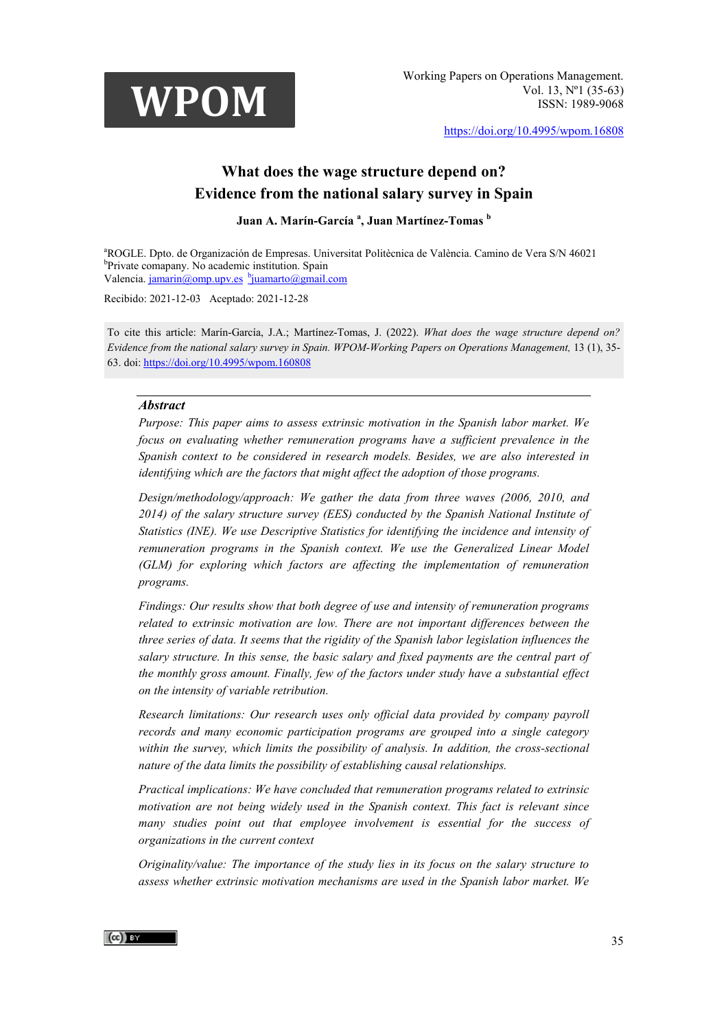# What does the wage structure depend on? Evidence from the national salary survey in Spain

**Juan A. Marín-García [a], Juan Martínez-Tomas [b]**

[a]ROGLE. Dpto. de Organización de Empresas. Universitat Politècnica de València. Camino de Vera S/N 46021
[b]Private comapany. No academic institution. Spain
Valencia. jamarin@omp.upv.es [b]juamarto@gmail.com

Recibido: 2021-12-03 Aceptado: 2021-12-28

To cite this article: Marín-García, J.A.; Martínez-Tomas, J. (2022). *What does the wage structure depend on? Evidence from the national salary survey in Spain. WPOM-Working Papers on Operations Management,* 13 (1), 35-63. doi: https://doi.org/10.4995/wpom.160808

## Abstract

*Purpose: This paper aims to assess extrinsic motivation in the Spanish labor market. We focus on evaluating whether remuneration programs have a sufficient prevalence in the Spanish context to be considered in research models. Besides, we are also interested in identifying which are the factors that might affect the adoption of those programs.*

*Design/methodology/approach: We gather the data from three waves (2006, 2010, and 2014) of the salary structure survey (EES) conducted by the Spanish National Institute of Statistics (INE). We use Descriptive Statistics for identifying the incidence and intensity of remuneration programs in the Spanish context. We use the Generalized Linear Model (GLM) for exploring which factors are affecting the implementation of remuneration programs.*

*Findings: Our results show that both degree of use and intensity of remuneration programs related to extrinsic motivation are low. There are not important differences between the three series of data. It seems that the rigidity of the Spanish labor legislation influences the salary structure. In this sense, the basic salary and fixed payments are the central part of the monthly gross amount. Finally, few of the factors under study have a substantial effect on the intensity of variable retribution.*

*Research limitations: Our research uses only official data provided by company payroll records and many economic participation programs are grouped into a single category within the survey, which limits the possibility of analysis. In addition, the cross-sectional nature of the data limits the possibility of establishing causal relationships.*

*Practical implications: We have concluded that remuneration programs related to extrinsic motivation are not being widely used in the Spanish context. This fact is relevant since many studies point out that employee involvement is essential for the success of organizations in the current context*

*Originality/value: The importance of the study lies in its focus on the salary structure to assess whether extrinsic motivation mechanisms are used in the Spanish labor market. We*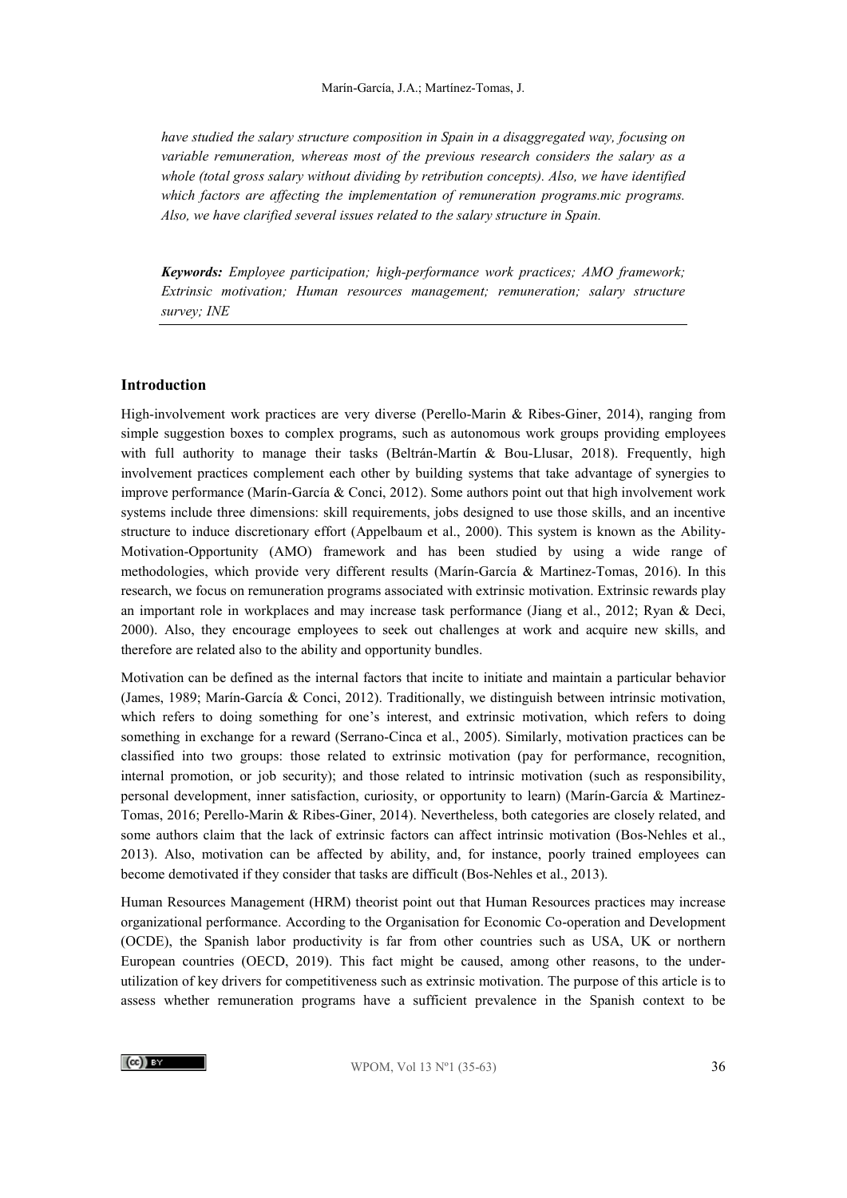*have studied the salary structure composition in Spain in a disaggregated way, focusing on variable remuneration, whereas most of the previous research considers the salary as a whole (total gross salary without dividing by retribution concepts). Also, we have identified which factors are affecting the implementation of remuneration programs.mic programs. Also, we have clarified several issues related to the salary structure in Spain.*

***Keywords:*** *Employee participation; high-performance work practices; AMO framework; Extrinsic motivation; Human resources management; remuneration; salary structure survey; INE*

## Introduction

High-involvement work practices are very diverse (Perello-Marin & Ribes-Giner, 2014), ranging from simple suggestion boxes to complex programs, such as autonomous work groups providing employees with full authority to manage their tasks (Beltrán-Martín & Bou-Llusar, 2018). Frequently, high involvement practices complement each other by building systems that take advantage of synergies to improve performance (Marín-García & Conci, 2012). Some authors point out that high involvement work systems include three dimensions: skill requirements, jobs designed to use those skills, and an incentive structure to induce discretionary effort (Appelbaum et al., 2000). This system is known as the Ability-Motivation-Opportunity (AMO) framework and has been studied by using a wide range of methodologies, which provide very different results (Marín-García & Martinez-Tomas, 2016). In this research, we focus on remuneration programs associated with extrinsic motivation. Extrinsic rewards play an important role in workplaces and may increase task performance (Jiang et al., 2012; Ryan & Deci, 2000). Also, they encourage employees to seek out challenges at work and acquire new skills, and therefore are related also to the ability and opportunity bundles.

Motivation can be defined as the internal factors that incite to initiate and maintain a particular behavior (James, 1989; Marín-García & Conci, 2012). Traditionally, we distinguish between intrinsic motivation, which refers to doing something for one's interest, and extrinsic motivation, which refers to doing something in exchange for a reward (Serrano-Cinca et al., 2005). Similarly, motivation practices can be classified into two groups: those related to extrinsic motivation (pay for performance, recognition, internal promotion, or job security); and those related to intrinsic motivation (such as responsibility, personal development, inner satisfaction, curiosity, or opportunity to learn) (Marín-García & Martinez-Tomas, 2016; Perello-Marin & Ribes-Giner, 2014). Nevertheless, both categories are closely related, and some authors claim that the lack of extrinsic factors can affect intrinsic motivation (Bos-Nehles et al., 2013). Also, motivation can be affected by ability, and, for instance, poorly trained employees can become demotivated if they consider that tasks are difficult (Bos-Nehles et al., 2013).

Human Resources Management (HRM) theorist point out that Human Resources practices may increase organizational performance. According to the Organisation for Economic Co-operation and Development (OCDE), the Spanish labor productivity is far from other countries such as USA, UK or northern European countries (OECD, 2019). This fact might be caused, among other reasons, to the under-utilization of key drivers for competitiveness such as extrinsic motivation. The purpose of this article is to assess whether remuneration programs have a sufficient prevalence in the Spanish context to be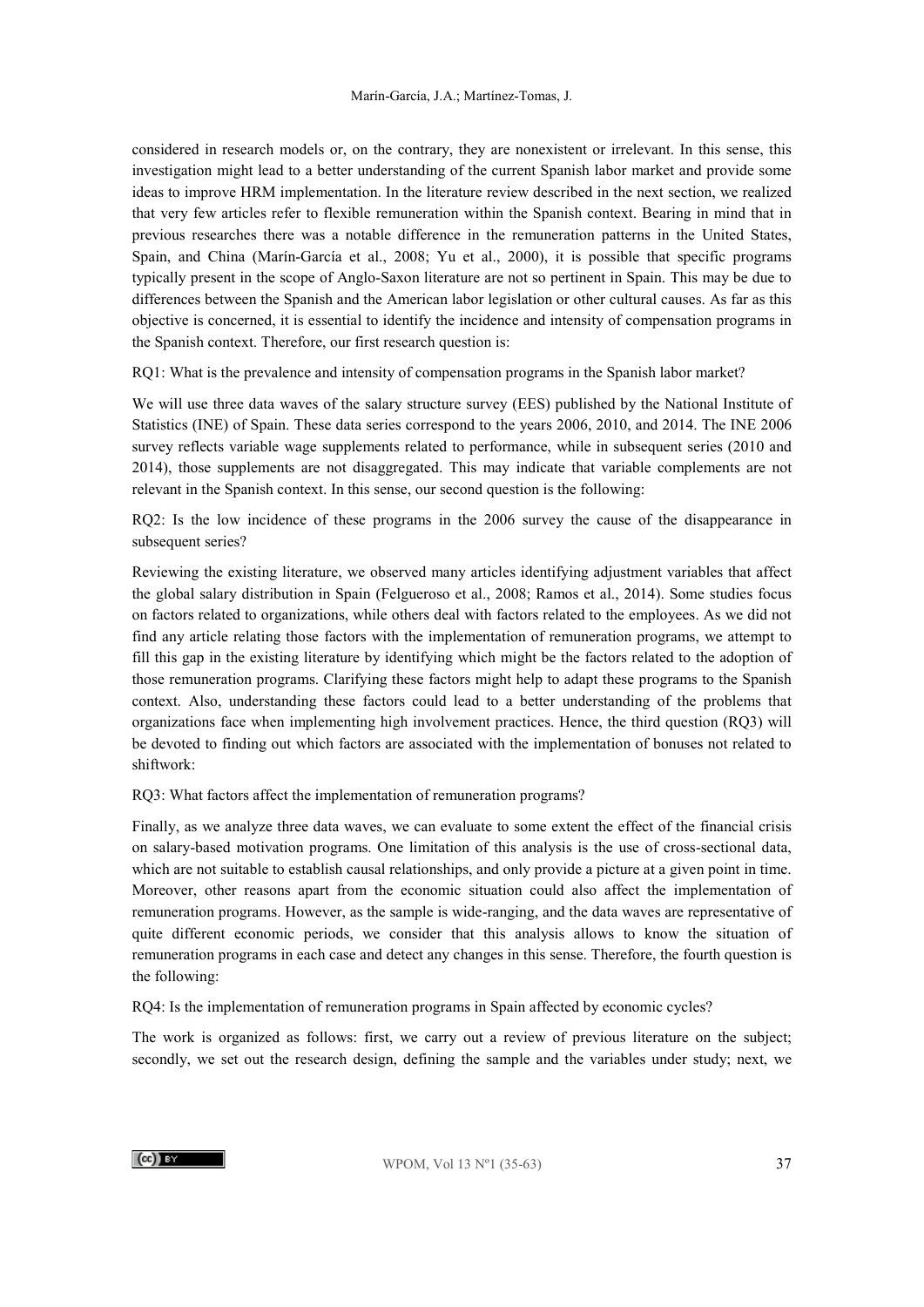considered in research models or, on the contrary, they are nonexistent or irrelevant. In this sense, this investigation might lead to a better understanding of the current Spanish labor market and provide some ideas to improve HRM implementation. In the literature review described in the next section, we realized that very few articles refer to flexible remuneration within the Spanish context. Bearing in mind that in previous researches there was a notable difference in the remuneration patterns in the United States, Spain, and China (Marín-García et al., 2008; Yu et al., 2000), it is possible that specific programs typically present in the scope of Anglo-Saxon literature are not so pertinent in Spain. This may be due to differences between the Spanish and the American labor legislation or other cultural causes. As far as this objective is concerned, it is essential to identify the incidence and intensity of compensation programs in the Spanish context. Therefore, our first research question is:

RQ1: What is the prevalence and intensity of compensation programs in the Spanish labor market?

We will use three data waves of the salary structure survey (EES) published by the National Institute of Statistics (INE) of Spain. These data series correspond to the years 2006, 2010, and 2014. The INE 2006 survey reflects variable wage supplements related to performance, while in subsequent series (2010 and 2014), those supplements are not disaggregated. This may indicate that variable complements are not relevant in the Spanish context. In this sense, our second question is the following:

RQ2: Is the low incidence of these programs in the 2006 survey the cause of the disappearance in subsequent series?

Reviewing the existing literature, we observed many articles identifying adjustment variables that affect the global salary distribution in Spain (Felgueroso et al., 2008; Ramos et al., 2014). Some studies focus on factors related to organizations, while others deal with factors related to the employees. As we did not find any article relating those factors with the implementation of remuneration programs, we attempt to fill this gap in the existing literature by identifying which might be the factors related to the adoption of those remuneration programs. Clarifying these factors might help to adapt these programs to the Spanish context. Also, understanding these factors could lead to a better understanding of the problems that organizations face when implementing high involvement practices. Hence, the third question (RQ3) will be devoted to finding out which factors are associated with the implementation of bonuses not related to shiftwork:

RQ3: What factors affect the implementation of remuneration programs?

Finally, as we analyze three data waves, we can evaluate to some extent the effect of the financial crisis on salary-based motivation programs. One limitation of this analysis is the use of cross-sectional data, which are not suitable to establish causal relationships, and only provide a picture at a given point in time. Moreover, other reasons apart from the economic situation could also affect the implementation of remuneration programs. However, as the sample is wide-ranging, and the data waves are representative of quite different economic periods, we consider that this analysis allows to know the situation of remuneration programs in each case and detect any changes in this sense. Therefore, the fourth question is the following:

RQ4: Is the implementation of remuneration programs in Spain affected by economic cycles?

The work is organized as follows: first, we carry out a review of previous literature on the subject; secondly, we set out the research design, defining the sample and the variables under study; next, we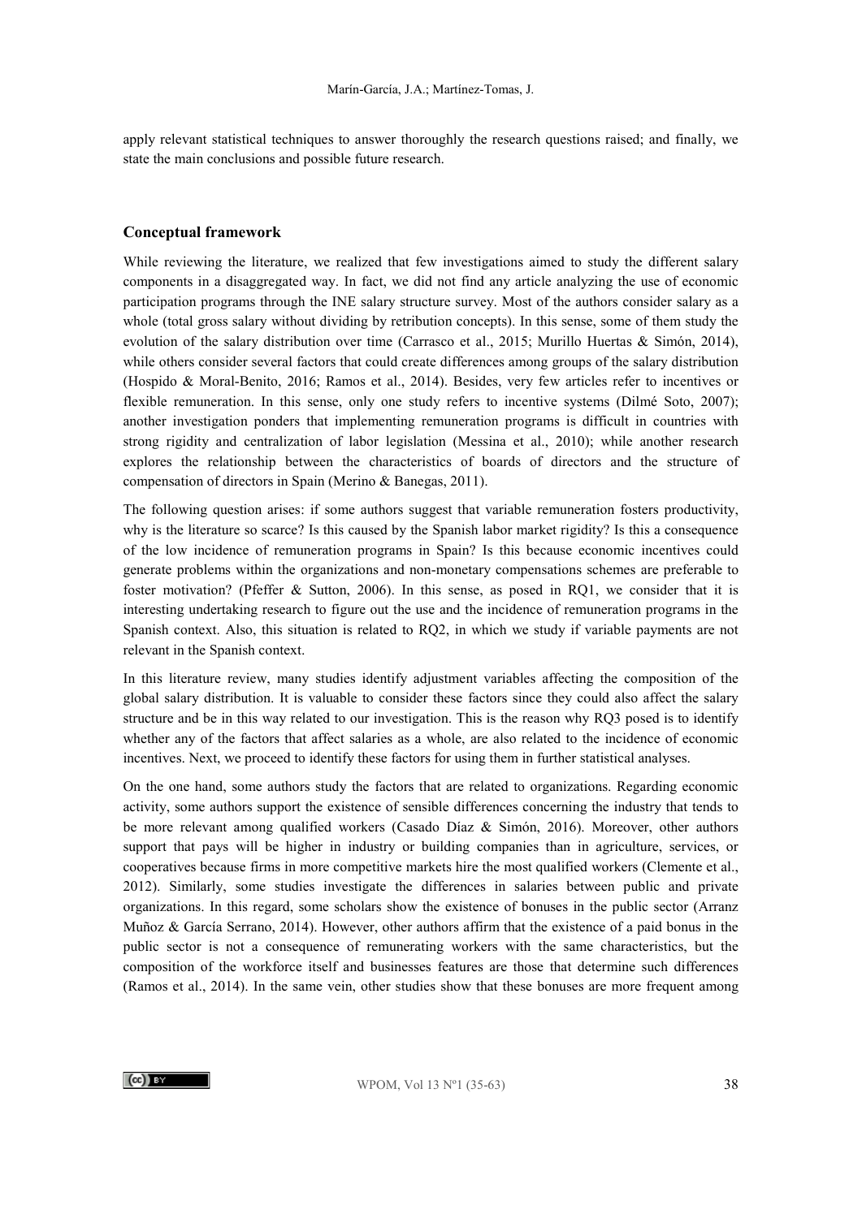apply relevant statistical techniques to answer thoroughly the research questions raised; and finally, we state the main conclusions and possible future research.

## Conceptual framework

While reviewing the literature, we realized that few investigations aimed to study the different salary components in a disaggregated way. In fact, we did not find any article analyzing the use of economic participation programs through the INE salary structure survey. Most of the authors consider salary as a whole (total gross salary without dividing by retribution concepts). In this sense, some of them study the evolution of the salary distribution over time (Carrasco et al., 2015; Murillo Huertas & Simón, 2014), while others consider several factors that could create differences among groups of the salary distribution (Hospido & Moral-Benito, 2016; Ramos et al., 2014). Besides, very few articles refer to incentives or flexible remuneration. In this sense, only one study refers to incentive systems (Dilmé Soto, 2007); another investigation ponders that implementing remuneration programs is difficult in countries with strong rigidity and centralization of labor legislation (Messina et al., 2010); while another research explores the relationship between the characteristics of boards of directors and the structure of compensation of directors in Spain (Merino & Banegas, 2011).

The following question arises: if some authors suggest that variable remuneration fosters productivity, why is the literature so scarce? Is this caused by the Spanish labor market rigidity? Is this a consequence of the low incidence of remuneration programs in Spain? Is this because economic incentives could generate problems within the organizations and non-monetary compensations schemes are preferable to foster motivation? (Pfeffer & Sutton, 2006). In this sense, as posed in RQ1, we consider that it is interesting undertaking research to figure out the use and the incidence of remuneration programs in the Spanish context. Also, this situation is related to RQ2, in which we study if variable payments are not relevant in the Spanish context.

In this literature review, many studies identify adjustment variables affecting the composition of the global salary distribution. It is valuable to consider these factors since they could also affect the salary structure and be in this way related to our investigation. This is the reason why RQ3 posed is to identify whether any of the factors that affect salaries as a whole, are also related to the incidence of economic incentives. Next, we proceed to identify these factors for using them in further statistical analyses.

On the one hand, some authors study the factors that are related to organizations. Regarding economic activity, some authors support the existence of sensible differences concerning the industry that tends to be more relevant among qualified workers (Casado Díaz & Simón, 2016). Moreover, other authors support that pays will be higher in industry or building companies than in agriculture, services, or cooperatives because firms in more competitive markets hire the most qualified workers (Clemente et al., 2012). Similarly, some studies investigate the differences in salaries between public and private organizations. In this regard, some scholars show the existence of bonuses in the public sector (Arranz Muñoz & García Serrano, 2014). However, other authors affirm that the existence of a paid bonus in the public sector is not a consequence of remunerating workers with the same characteristics, but the composition of the workforce itself and businesses features are those that determine such differences (Ramos et al., 2014). In the same vein, other studies show that these bonuses are more frequent among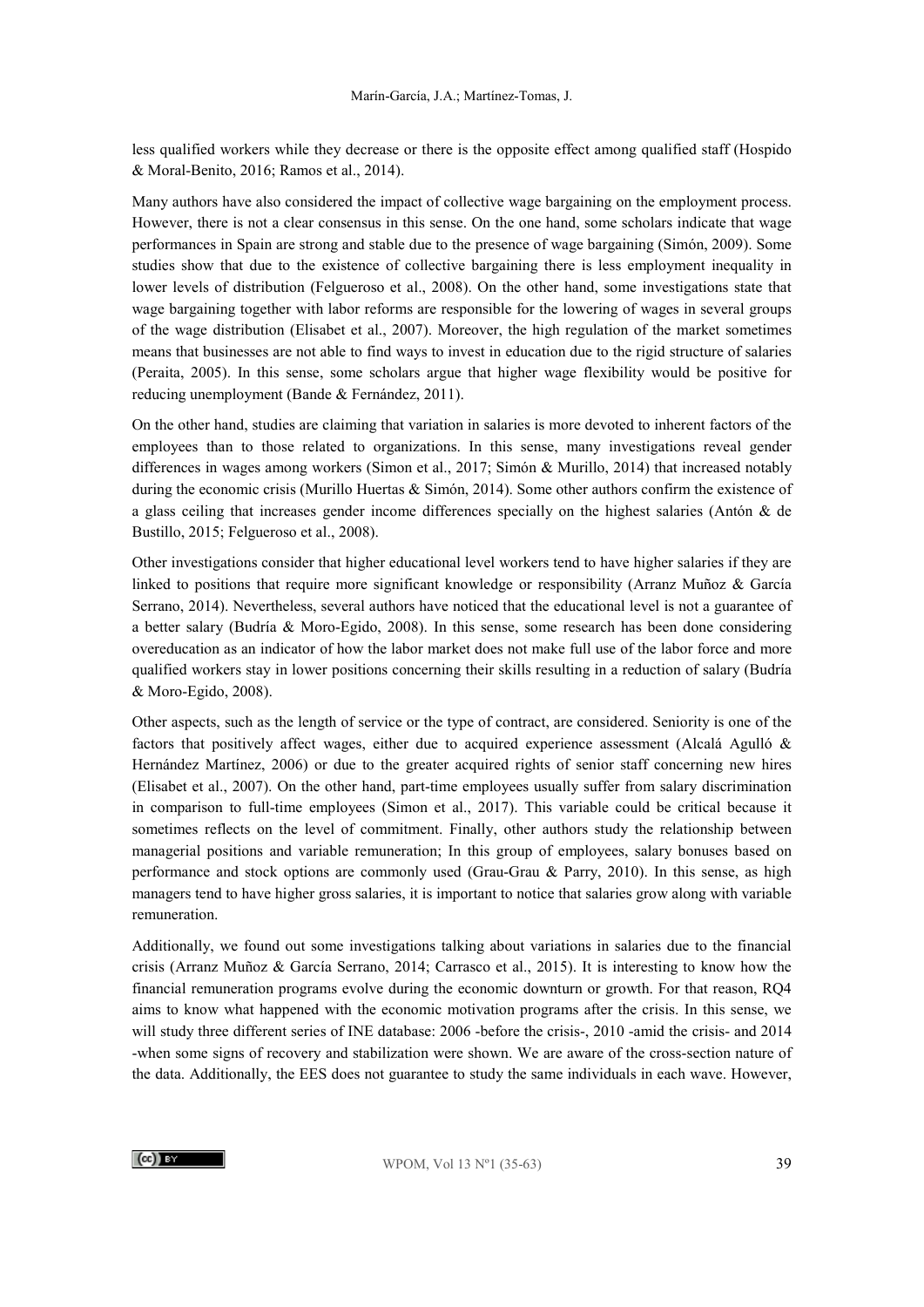less qualified workers while they decrease or there is the opposite effect among qualified staff (Hospido & Moral-Benito, 2016; Ramos et al., 2014).

Many authors have also considered the impact of collective wage bargaining on the employment process. However, there is not a clear consensus in this sense. On the one hand, some scholars indicate that wage performances in Spain are strong and stable due to the presence of wage bargaining (Simón, 2009). Some studies show that due to the existence of collective bargaining there is less employment inequality in lower levels of distribution (Felgueroso et al., 2008). On the other hand, some investigations state that wage bargaining together with labor reforms are responsible for the lowering of wages in several groups of the wage distribution (Elisabet et al., 2007). Moreover, the high regulation of the market sometimes means that businesses are not able to find ways to invest in education due to the rigid structure of salaries (Peraita, 2005). In this sense, some scholars argue that higher wage flexibility would be positive for reducing unemployment (Bande & Fernández, 2011).

On the other hand, studies are claiming that variation in salaries is more devoted to inherent factors of the employees than to those related to organizations. In this sense, many investigations reveal gender differences in wages among workers (Simon et al., 2017; Simón & Murillo, 2014) that increased notably during the economic crisis (Murillo Huertas & Simón, 2014). Some other authors confirm the existence of a glass ceiling that increases gender income differences specially on the highest salaries (Antón & de Bustillo, 2015; Felgueroso et al., 2008).

Other investigations consider that higher educational level workers tend to have higher salaries if they are linked to positions that require more significant knowledge or responsibility (Arranz Muñoz & García Serrano, 2014). Nevertheless, several authors have noticed that the educational level is not a guarantee of a better salary (Budría & Moro-Egido, 2008). In this sense, some research has been done considering overeducation as an indicator of how the labor market does not make full use of the labor force and more qualified workers stay in lower positions concerning their skills resulting in a reduction of salary (Budría & Moro-Egido, 2008).

Other aspects, such as the length of service or the type of contract, are considered. Seniority is one of the factors that positively affect wages, either due to acquired experience assessment (Alcalá Agulló & Hernández Martínez, 2006) or due to the greater acquired rights of senior staff concerning new hires (Elisabet et al., 2007). On the other hand, part-time employees usually suffer from salary discrimination in comparison to full-time employees (Simon et al., 2017). This variable could be critical because it sometimes reflects on the level of commitment. Finally, other authors study the relationship between managerial positions and variable remuneration; In this group of employees, salary bonuses based on performance and stock options are commonly used (Grau-Grau & Parry, 2010). In this sense, as high managers tend to have higher gross salaries, it is important to notice that salaries grow along with variable remuneration.

Additionally, we found out some investigations talking about variations in salaries due to the financial crisis (Arranz Muñoz & García Serrano, 2014; Carrasco et al., 2015). It is interesting to know how the financial remuneration programs evolve during the economic downturn or growth. For that reason, RQ4 aims to know what happened with the economic motivation programs after the crisis. In this sense, we will study three different series of INE database: 2006 -before the crisis-, 2010 -amid the crisis- and 2014 -when some signs of recovery and stabilization were shown. We are aware of the cross-section nature of the data. Additionally, the EES does not guarantee to study the same individuals in each wave. However,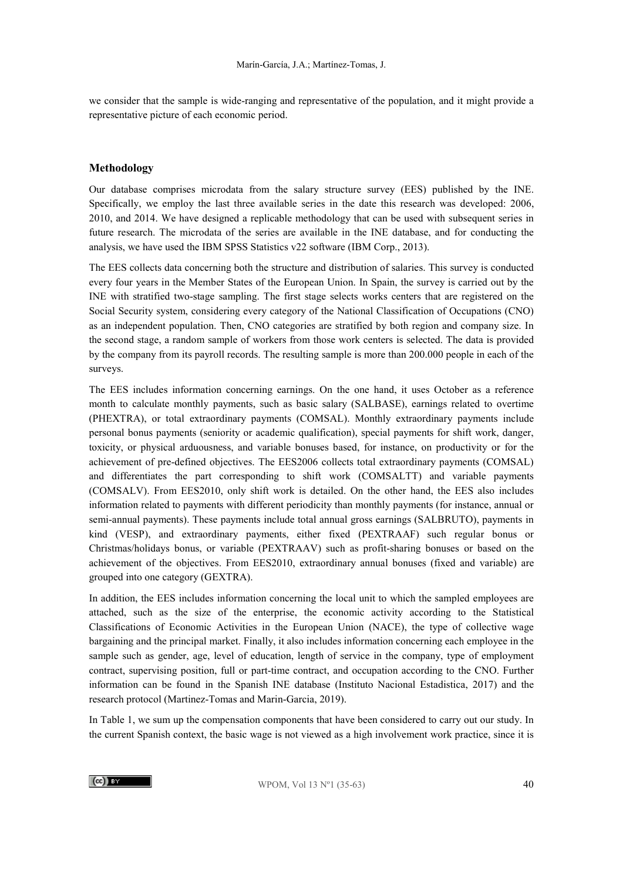we consider that the sample is wide-ranging and representative of the population, and it might provide a representative picture of each economic period.

## Methodology

Our database comprises microdata from the salary structure survey (EES) published by the INE. Specifically, we employ the last three available series in the date this research was developed: 2006, 2010, and 2014. We have designed a replicable methodology that can be used with subsequent series in future research. The microdata of the series are available in the INE database, and for conducting the analysis, we have used the IBM SPSS Statistics v22 software (IBM Corp., 2013).

The EES collects data concerning both the structure and distribution of salaries. This survey is conducted every four years in the Member States of the European Union. In Spain, the survey is carried out by the INE with stratified two-stage sampling. The first stage selects works centers that are registered on the Social Security system, considering every category of the National Classification of Occupations (CNO) as an independent population. Then, CNO categories are stratified by both region and company size. In the second stage, a random sample of workers from those work centers is selected. The data is provided by the company from its payroll records. The resulting sample is more than 200.000 people in each of the surveys.

The EES includes information concerning earnings. On the one hand, it uses October as a reference month to calculate monthly payments, such as basic salary (SALBASE), earnings related to overtime (PHEXTRA), or total extraordinary payments (COMSAL). Monthly extraordinary payments include personal bonus payments (seniority or academic qualification), special payments for shift work, danger, toxicity, or physical arduousness, and variable bonuses based, for instance, on productivity or for the achievement of pre-defined objectives. The EES2006 collects total extraordinary payments (COMSAL) and differentiates the part corresponding to shift work (COMSALTT) and variable payments (COMSALV). From EES2010, only shift work is detailed. On the other hand, the EES also includes information related to payments with different periodicity than monthly payments (for instance, annual or semi-annual payments). These payments include total annual gross earnings (SALBRUTO), payments in kind (VESP), and extraordinary payments, either fixed (PEXTRAAF) such regular bonus or Christmas/holidays bonus, or variable (PEXTRAAV) such as profit-sharing bonuses or based on the achievement of the objectives. From EES2010, extraordinary annual bonuses (fixed and variable) are grouped into one category (GEXTRA).

In addition, the EES includes information concerning the local unit to which the sampled employees are attached, such as the size of the enterprise, the economic activity according to the Statistical Classifications of Economic Activities in the European Union (NACE), the type of collective wage bargaining and the principal market. Finally, it also includes information concerning each employee in the sample such as gender, age, level of education, length of service in the company, type of employment contract, supervising position, full or part-time contract, and occupation according to the CNO. Further information can be found in the Spanish INE database (Instituto Nacional Estadistica, 2017) and the research protocol (Martinez-Tomas and Marin-Garcia, 2019).

In Table 1, we sum up the compensation components that have been considered to carry out our study. In the current Spanish context, the basic wage is not viewed as a high involvement work practice, since it is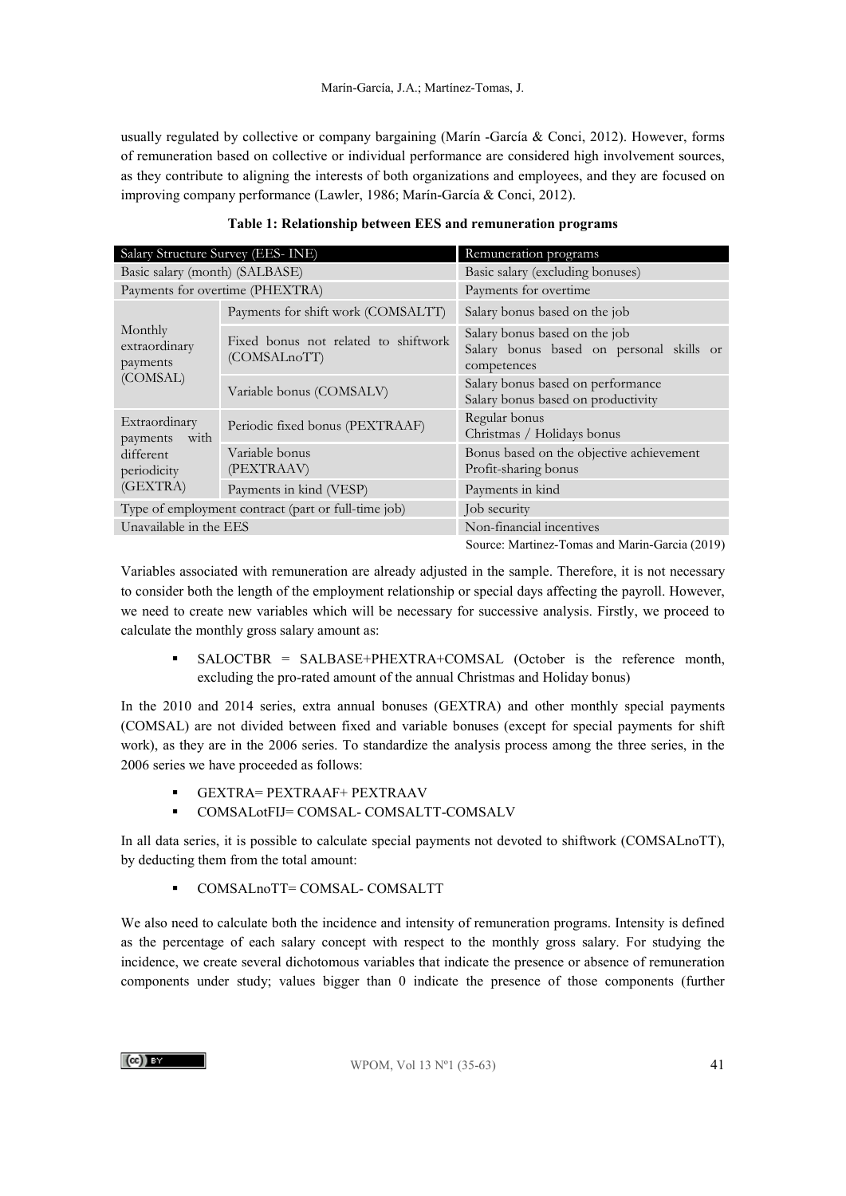usually regulated by collective or company bargaining (Marín -García & Conci, 2012). However, forms of remuneration based on collective or individual performance are considered high involvement sources, as they contribute to aligning the interests of both organizations and employees, and they are focused on improving company performance (Lawler, 1986; Marín-García & Conci, 2012).

**Table 1: Relationship between EES and remuneration programs**

| Salary Structure Survey (EES- INE) | | Remuneration programs |
|---|---|---|
| Basic salary (month) (SALBASE) | | Basic salary (excluding bonuses) |
| Payments for overtime (PHEXTRA) | | Payments for overtime |
| Monthly extraordinary payments (COMSAL) | Payments for shift work (COMSALTT) | Salary bonus based on the job |
| | Fixed bonus not related to shiftwork (COMSALnoTT) | Salary bonus based on the job<br>Salary bonus based on personal skills or competences |
| | Variable bonus (COMSALV) | Salary bonus based on performance<br>Salary bonus based on productivity |
| Extraordinary payments with different periodicity (GEXTRA) | Periodic fixed bonus (PEXTRAAF) | Regular bonus<br>Christmas / Holidays bonus |
| | Variable bonus (PEXTRAAV) | Bonus based on the objective achievement<br>Profit-sharing bonus |
| | Payments in kind (VESP) | Payments in kind |
| Type of employment contract (part or full-time job) | | Job security |
| Unavailable in the EES | | Non-financial incentives |

Source: Martinez-Tomas and Marin-Garcia (2019)

Variables associated with remuneration are already adjusted in the sample. Therefore, it is not necessary to consider both the length of the employment relationship or special days affecting the payroll. However, we need to create new variables which will be necessary for successive analysis. Firstly, we proceed to calculate the monthly gross salary amount as:

- SALOCTBR = SALBASE+PHEXTRA+COMSAL (October is the reference month, excluding the pro-rated amount of the annual Christmas and Holiday bonus)

In the 2010 and 2014 series, extra annual bonuses (GEXTRA) and other monthly special payments (COMSAL) are not divided between fixed and variable bonuses (except for special payments for shift work), as they are in the 2006 series. To standardize the analysis process among the three series, in the 2006 series we have proceeded as follows:

- GEXTRA= PEXTRAAF+ PEXTRAAV
- COMSALotFIJ= COMSAL- COMSALTT-COMSALV

In all data series, it is possible to calculate special payments not devoted to shiftwork (COMSALnoTT), by deducting them from the total amount:

- COMSALnoTT= COMSAL- COMSALTT

We also need to calculate both the incidence and intensity of remuneration programs. Intensity is defined as the percentage of each salary concept with respect to the monthly gross salary. For studying the incidence, we create several dichotomous variables that indicate the presence or absence of remuneration components under study; values bigger than 0 indicate the presence of those components (further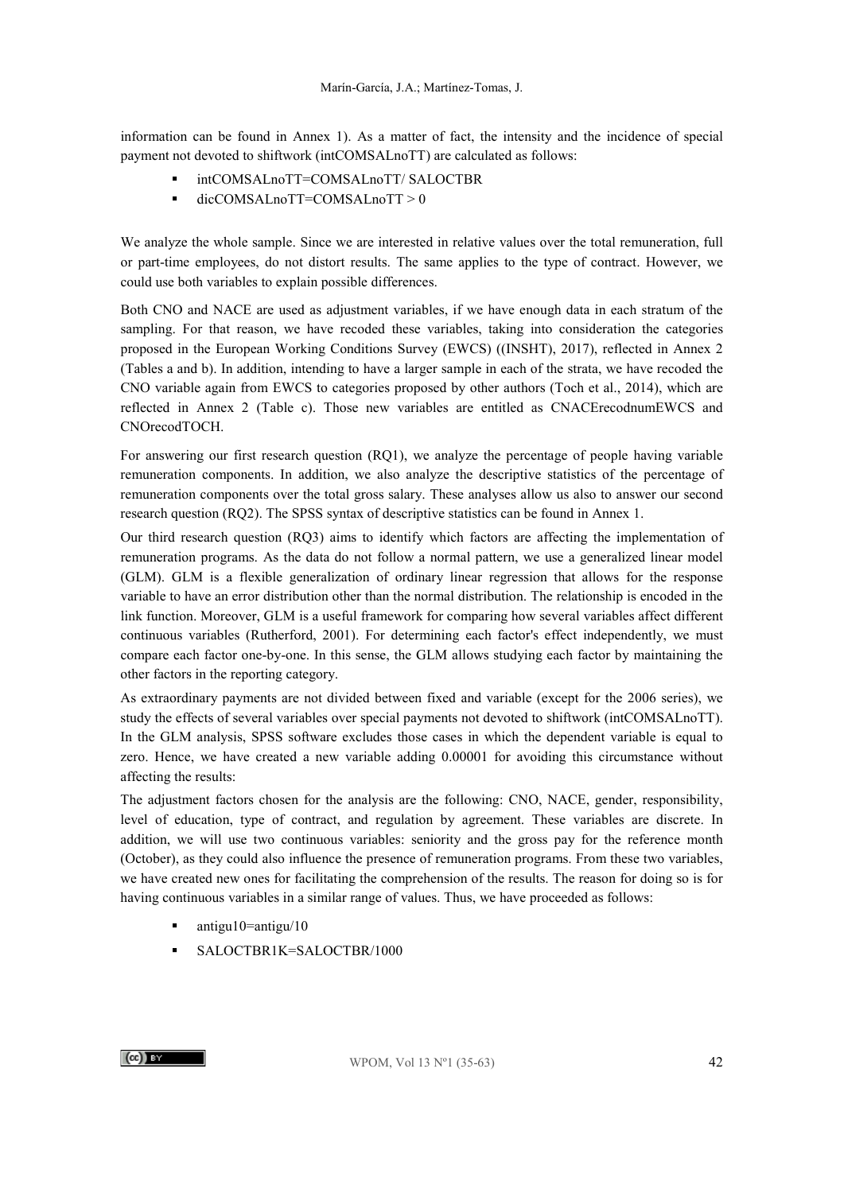information can be found in Annex 1). As a matter of fact, the intensity and the incidence of special payment not devoted to shiftwork (intCOMSALnoTT) are calculated as follows:

- intCOMSALnoTT=COMSALnoTT/ SALOCTBR
- dicCOMSALnoTT=COMSALnoTT > 0

We analyze the whole sample. Since we are interested in relative values over the total remuneration, full or part-time employees, do not distort results. The same applies to the type of contract. However, we could use both variables to explain possible differences.

Both CNO and NACE are used as adjustment variables, if we have enough data in each stratum of the sampling. For that reason, we have recoded these variables, taking into consideration the categories proposed in the European Working Conditions Survey (EWCS) ((INSHT), 2017), reflected in Annex 2 (Tables a and b). In addition, intending to have a larger sample in each of the strata, we have recoded the CNO variable again from EWCS to categories proposed by other authors (Toch et al., 2014), which are reflected in Annex 2 (Table c). Those new variables are entitled as CNACErecodnumEWCS and CNOrecodTOCH.

For answering our first research question (RQ1), we analyze the percentage of people having variable remuneration components. In addition, we also analyze the descriptive statistics of the percentage of remuneration components over the total gross salary. These analyses allow us also to answer our second research question (RQ2). The SPSS syntax of descriptive statistics can be found in Annex 1.

Our third research question (RQ3) aims to identify which factors are affecting the implementation of remuneration programs. As the data do not follow a normal pattern, we use a generalized linear model (GLM). GLM is a flexible generalization of ordinary linear regression that allows for the response variable to have an error distribution other than the normal distribution. The relationship is encoded in the link function. Moreover, GLM is a useful framework for comparing how several variables affect different continuous variables (Rutherford, 2001). For determining each factor's effect independently, we must compare each factor one-by-one. In this sense, the GLM allows studying each factor by maintaining the other factors in the reporting category.

As extraordinary payments are not divided between fixed and variable (except for the 2006 series), we study the effects of several variables over special payments not devoted to shiftwork (intCOMSALnoTT). In the GLM analysis, SPSS software excludes those cases in which the dependent variable is equal to zero. Hence, we have created a new variable adding 0.00001 for avoiding this circumstance without affecting the results:

The adjustment factors chosen for the analysis are the following: CNO, NACE, gender, responsibility, level of education, type of contract, and regulation by agreement. These variables are discrete. In addition, we will use two continuous variables: seniority and the gross pay for the reference month (October), as they could also influence the presence of remuneration programs. From these two variables, we have created new ones for facilitating the comprehension of the results. The reason for doing so is for having continuous variables in a similar range of values. Thus, we have proceeded as follows:

- antigu10=antigu/10
- SALOCTBR1K=SALOCTBR/1000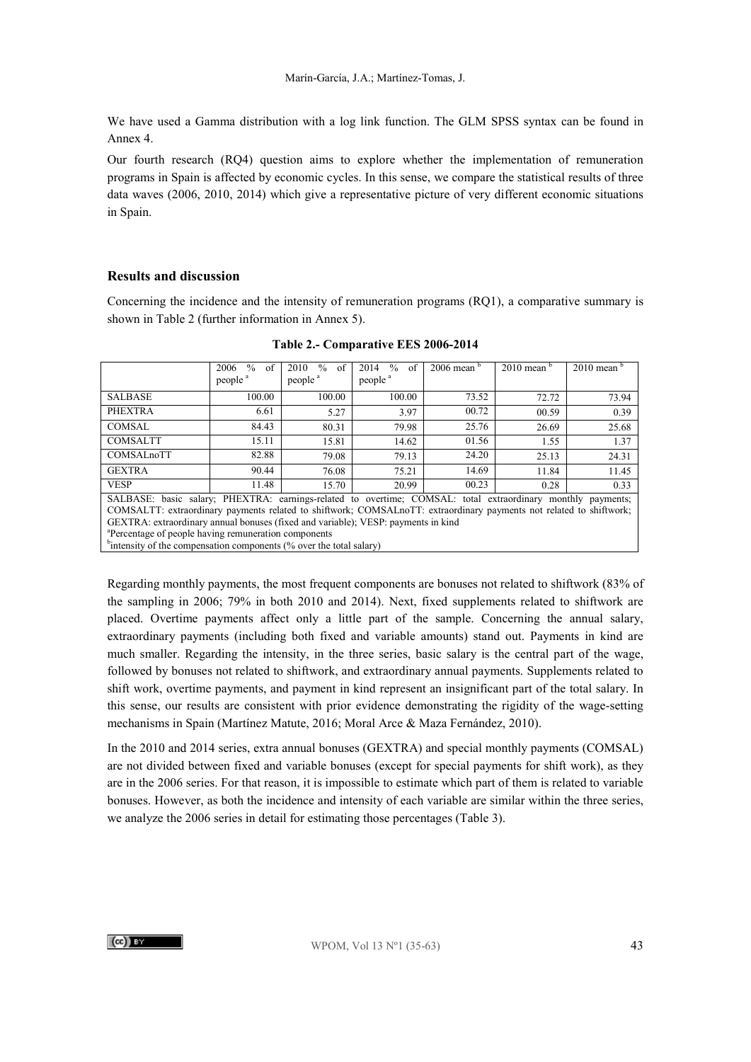We have used a Gamma distribution with a log link function. The GLM SPSS syntax can be found in Annex 4.

Our fourth research (RQ4) question aims to explore whether the implementation of remuneration programs in Spain is affected by economic cycles. In this sense, we compare the statistical results of three data waves (2006, 2010, 2014) which give a representative picture of very different economic situations in Spain.

## Results and discussion

Concerning the incidence and the intensity of remuneration programs (RQ1), a comparative summary is shown in Table 2 (further information in Annex 5).

**Table 2.- Comparative EES 2006-2014**

| | 2006 % of people [a] | 2010 % of people [a] | 2014 % of people [a] | 2006 mean [b] | 2010 mean [b] | 2010 mean [b] |
|---|---|---|---|---|---|---|
| SALBASE | 100.00 | 100.00 | 100.00 | 73.52 | 72.72 | 73.94 |
| PHEXTRA | 6.61 | 5.27 | 3.97 | 00.72 | 00.59 | 0.39 |
| COMSAL | 84.43 | 80.31 | 79.98 | 25.76 | 26.69 | 25.68 |
| COMSALTT | 15.11 | 15.81 | 14.62 | 01.56 | 1.55 | 1.37 |
| COMSALnoTT | 82.88 | 79.08 | 79.13 | 24.20 | 25.13 | 24.31 |
| GEXTRA | 90.44 | 76.08 | 75.21 | 14.69 | 11.84 | 11.45 |
| VESP | 11.48 | 15.70 | 20.99 | 00.23 | 0.28 | 0.33 |

SALBASE: basic salary; PHEXTRA: earnings-related to overtime; COMSAL: total extraordinary monthly payments; COMSALTT: extraordinary payments related to shiftwork; COMSALnoTT: extraordinary payments not related to shiftwork; GEXTRA: extraordinary annual bonuses (fixed and variable); VESP: payments in kind

[a]Percentage of people having remuneration components

[b]intensity of the compensation components (% over the total salary)

Regarding monthly payments, the most frequent components are bonuses not related to shiftwork (83% of the sampling in 2006; 79% in both 2010 and 2014). Next, fixed supplements related to shiftwork are placed. Overtime payments affect only a little part of the sample. Concerning the annual salary, extraordinary payments (including both fixed and variable amounts) stand out. Payments in kind are much smaller. Regarding the intensity, in the three series, basic salary is the central part of the wage, followed by bonuses not related to shiftwork, and extraordinary annual payments. Supplements related to shift work, overtime payments, and payment in kind represent an insignificant part of the total salary. In this sense, our results are consistent with prior evidence demonstrating the rigidity of the wage-setting mechanisms in Spain (Martínez Matute, 2016; Moral Arce & Maza Fernández, 2010).

In the 2010 and 2014 series, extra annual bonuses (GEXTRA) and special monthly payments (COMSAL) are not divided between fixed and variable bonuses (except for special payments for shift work), as they are in the 2006 series. For that reason, it is impossible to estimate which part of them is related to variable bonuses. However, as both the incidence and intensity of each variable are similar within the three series, we analyze the 2006 series in detail for estimating those percentages (Table 3).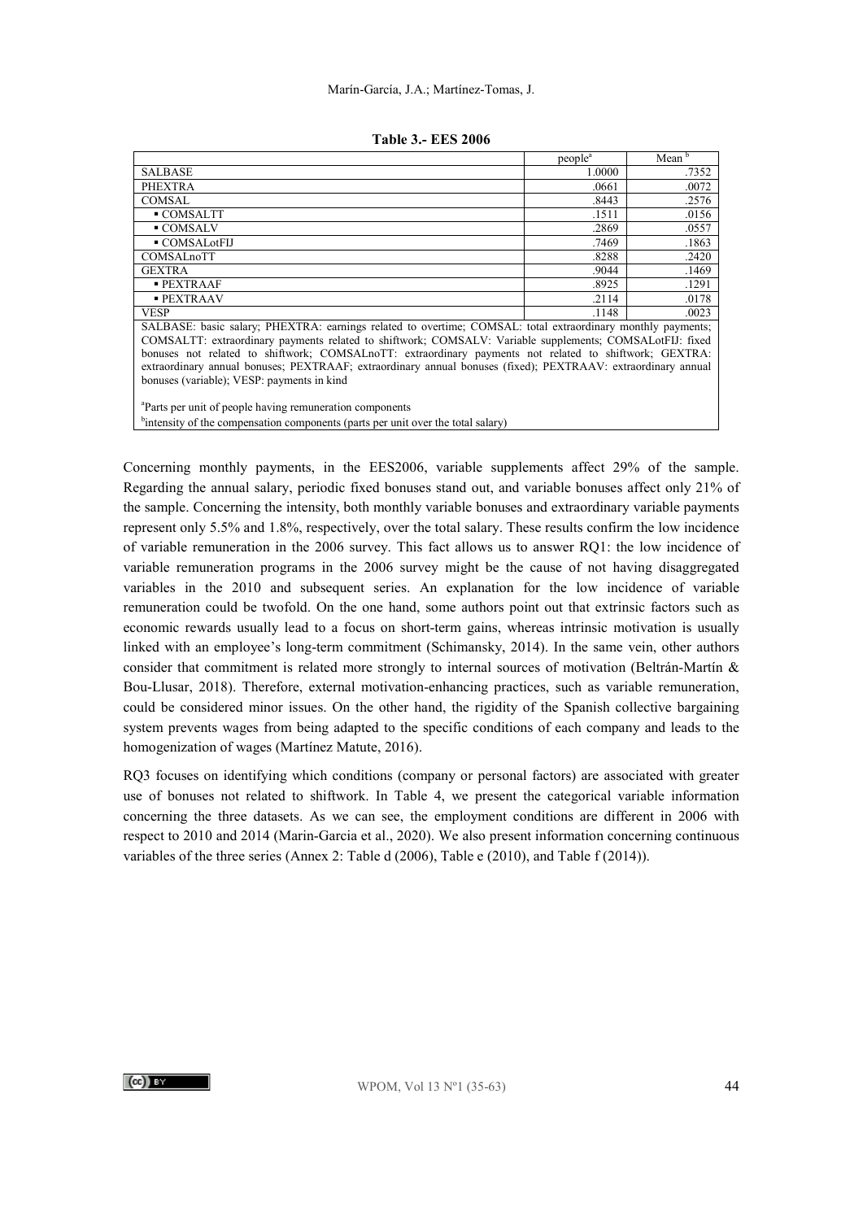**Table 3.- EES 2006**

| | people[a] | Mean [b] |
|---|---|---|
| SALBASE | 1.0000 | .7352 |
| PHEXTRA | .0661 | .0072 |
| COMSAL | .8443 | .2576 |
| ▪ COMSALTT | .1511 | .0156 |
| ▪ COMSALV | .2869 | .0557 |
| ▪ COMSALotFIJ | .7469 | .1863 |
| COMSALnoTT | .8288 | .2420 |
| GEXTRA | .9044 | .1469 |
| ▪ PEXTRAAF | .8925 | .1291 |
| ▪ PEXTRAAV | .2114 | .0178 |
| VESP | .1148 | .0023 |

SALBASE: basic salary; PHEXTRA: earnings related to overtime; COMSAL: total extraordinary monthly payments; COMSALTT: extraordinary payments related to shiftwork; COMSALV: Variable supplements; COMSALotFIJ: fixed bonuses not related to shiftwork; COMSALnoTT: extraordinary payments not related to shiftwork; GEXTRA: extraordinary annual bonuses; PEXTRAAF; extraordinary annual bonuses (fixed); PEXTRAAV: extraordinary annual bonuses (variable); VESP: payments in kind

[a]Parts per unit of people having remuneration components
[b]intensity of the compensation components (parts per unit over the total salary)

Concerning monthly payments, in the EES2006, variable supplements affect 29% of the sample. Regarding the annual salary, periodic fixed bonuses stand out, and variable bonuses affect only 21% of the sample. Concerning the intensity, both monthly variable bonuses and extraordinary variable payments represent only 5.5% and 1.8%, respectively, over the total salary. These results confirm the low incidence of variable remuneration in the 2006 survey. This fact allows us to answer RQ1: the low incidence of variable remuneration programs in the 2006 survey might be the cause of not having disaggregated variables in the 2010 and subsequent series. An explanation for the low incidence of variable remuneration could be twofold. On the one hand, some authors point out that extrinsic factors such as economic rewards usually lead to a focus on short-term gains, whereas intrinsic motivation is usually linked with an employee's long-term commitment (Schimansky, 2014). In the same vein, other authors consider that commitment is related more strongly to internal sources of motivation (Beltrán-Martín & Bou-Llusar, 2018). Therefore, external motivation-enhancing practices, such as variable remuneration, could be considered minor issues. On the other hand, the rigidity of the Spanish collective bargaining system prevents wages from being adapted to the specific conditions of each company and leads to the homogenization of wages (Martínez Matute, 2016).

RQ3 focuses on identifying which conditions (company or personal factors) are associated with greater use of bonuses not related to shiftwork. In Table 4, we present the categorical variable information concerning the three datasets. As we can see, the employment conditions are different in 2006 with respect to 2010 and 2014 (Marin-Garcia et al., 2020). We also present information concerning continuous variables of the three series (Annex 2: Table d (2006), Table e (2010), and Table f (2014)).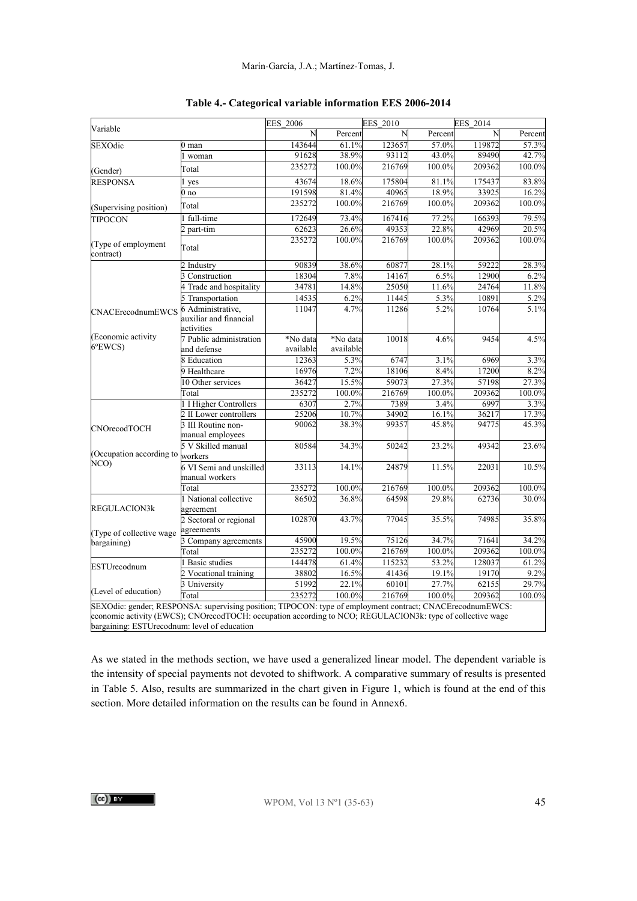**Table 4.- Categorical variable information EES 2006-2014**

| Variable | | EES_2006 | | EES_2010 | | EES_2014 | |
|---|---|---|---|---|---|---|---|
| | | N | Percent | N | Percent | N | Percent |
| SEXOdic | 0 man | 143644 | 61.1% | 123657 | 57.0% | 119872 | 57.3% |
| | 1 woman | 91628 | 38.9% | 93112 | 43.0% | 89490 | 42.7% |
| (Gender) | Total | 235272 | 100.0% | 216769 | 100.0% | 209362 | 100.0% |
| RESPONSA | 1 yes | 43674 | 18.6% | 175804 | 81.1% | 175437 | 83.8% |
| | 0 no | 191598 | 81.4% | 40965 | 18.9% | 33925 | 16.2% |
| (Supervising position) | Total | 235272 | 100.0% | 216769 | 100.0% | 209362 | 100.0% |
| TIPOCON | 1 full-time | 172649 | 73.4% | 167416 | 77.2% | 166393 | 79.5% |
| | 2 part-tim | 62623 | 26.6% | 49353 | 22.8% | 42969 | 20.5% |
| (Type of employment contract) | Total | 235272 | 100.0% | 216769 | 100.0% | 209362 | 100.0% |
| CNACErecodnumEWCS | 2 Industry | 90839 | 38.6% | 60877 | 28.1% | 59222 | 28.3% |
| | 3 Construction | 18304 | 7.8% | 14167 | 6.5% | 12900 | 6.2% |
| | 4 Trade and hospitality | 34781 | 14.8% | 25050 | 11.6% | 24764 | 11.8% |
| | 5 Transportation | 14535 | 6.2% | 11445 | 5.3% | 10891 | 5.2% |
| | 6 Administrative, auxiliar and financial activities | 11047 | 4.7% | 11286 | 5.2% | 10764 | 5.1% |
| (Economic activity 6ºEWCS) | 7 Public administration and defense | *No data available | *No data available | 10018 | 4.6% | 9454 | 4.5% |
| | 8 Education | 12363 | 5.3% | 6747 | 3.1% | 6969 | 3.3% |
| | 9 Healthcare | 16976 | 7.2% | 18106 | 8.4% | 17200 | 8.2% |
| | 10 Other services | 36427 | 15.5% | 59073 | 27.3% | 57198 | 27.3% |
| | Total | 235272 | 100.0% | 216769 | 100.0% | 209362 | 100.0% |
| CNOrecodTOCH | 1 I Higher Controllers | 6307 | 2.7% | 7389 | 3.4% | 6997 | 3.3% |
| | 2 II Lower controllers | 25206 | 10.7% | 34902 | 16.1% | 36217 | 17.3% |
| | 3 III Routine non-manual employees | 90062 | 38.3% | 99357 | 45.8% | 94775 | 45.3% |
| (Occupation according to NCO) | 5 V Skilled manual workers | 80584 | 34.3% | 50242 | 23.2% | 49342 | 23.6% |
| | 6 VI Semi and unskilled manual workers | 33113 | 14.1% | 24879 | 11.5% | 22031 | 10.5% |
| | Total | 235272 | 100.0% | 216769 | 100.0% | 209362 | 100.0% |
| REGULACION3k | 1 National collective agreement | 86502 | 36.8% | 64598 | 29.8% | 62736 | 30.0% |
| | 2 Sectoral or regional agreements | 102870 | 43.7% | 77045 | 35.5% | 74985 | 35.8% |
| (Type of collective wage bargaining) | 3 Company agreements | 45900 | 19.5% | 75126 | 34.7% | 71641 | 34.2% |
| | Total | 235272 | 100.0% | 216769 | 100.0% | 209362 | 100.0% |
| ESTUrecodnum | 1 Basic studies | 144478 | 61.4% | 115232 | 53.2% | 128037 | 61.2% |
| | 2 Vocational training | 38802 | 16.5% | 41436 | 19.1% | 19170 | 9.2% |
| | 3 University | 51992 | 22.1% | 60101 | 27.7% | 62155 | 29.7% |
| (Level of education) | Total | 235272 | 100.0% | 216769 | 100.0% | 209362 | 100.0% |

SEXOdic: gender; RESPONSA: supervising position; TIPOCON: type of employment contract; CNACErecodnumEWCS: economic activity (EWCS); CNOrecodTOCH: occupation according to NCO; REGULACION3k: type of collective wage bargaining: ESTUrecodnum: level of education

As we stated in the methods section, we have used a generalized linear model. The dependent variable is the intensity of special payments not devoted to shiftwork. A comparative summary of results is presented in Table 5. Also, results are summarized in the chart given in Figure 1, which is found at the end of this section. More detailed information on the results can be found in Annex6.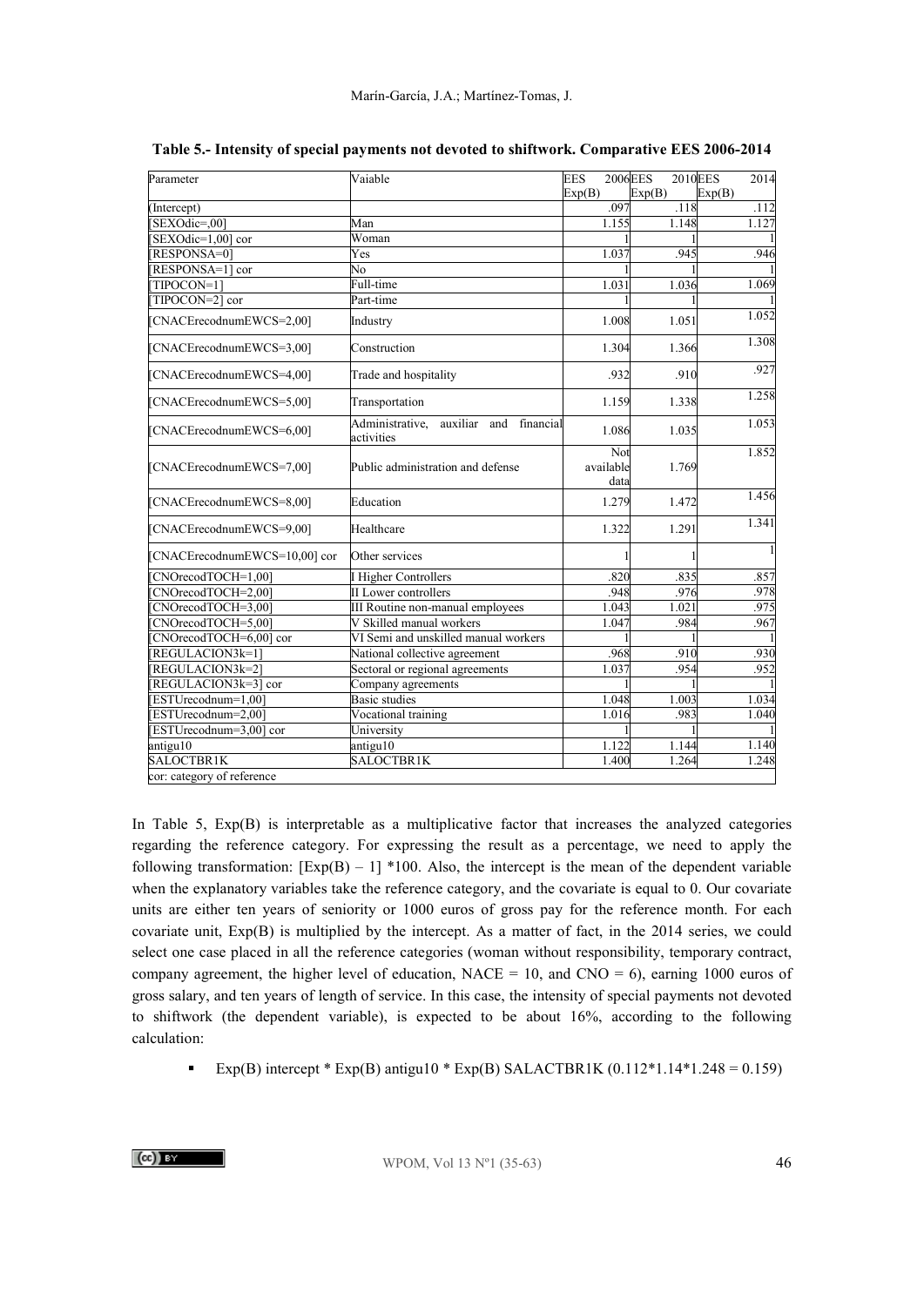**Table 5.- Intensity of special payments not devoted to shiftwork. Comparative EES 2006-2014**

| Parameter | Vaiable | EES 2006 Exp(B) | EES 2010 Exp(B) | EES 2014 Exp(B) |
|---|---|---|---|---|
| (Intercept) | | .097 | .118 | .112 |
| [SEXOdic=,00] | Man | 1.155 | 1.148 | 1.127 |
| [SEXOdic=1,00] cor | Woman | 1 | 1 | 1 |
| [RESPONSA=0] | Yes | 1.037 | .945 | .946 |
| [RESPONSA=1] cor | No | 1 | 1 | 1 |
| [TIPOCON=1] | Full-time | 1.031 | 1.036 | 1.069 |
| [TIPOCON=2] cor | Part-time | 1 | 1 | 1 |
| [CNACErecodnumEWCS=2,00] | Industry | 1.008 | 1.051 | 1.052 |
| [CNACErecodnumEWCS=3,00] | Construction | 1.304 | 1.366 | 1.308 |
| [CNACErecodnumEWCS=4,00] | Trade and hospitality | .932 | .910 | .927 |
| [CNACErecodnumEWCS=5,00] | Transportation | 1.159 | 1.338 | 1.258 |
| [CNACErecodnumEWCS=6,00] | Administrative, auxiliar and financial activities | 1.086 | 1.035 | 1.053 |
| [CNACErecodnumEWCS=7,00] | Public administration and defense | Not available data | 1.769 | 1.852 |
| [CNACErecodnumEWCS=8,00] | Education | 1.279 | 1.472 | 1.456 |
| [CNACErecodnumEWCS=9,00] | Healthcare | 1.322 | 1.291 | 1.341 |
| [CNACErecodnumEWCS=10,00] cor | Other services | 1 | 1 | 1 |
| [CNOrecodTOCH=1,00] | I Higher Controllers | .820 | .835 | .857 |
| [CNOrecodTOCH=2,00] | II Lower controllers | .948 | .976 | .978 |
| [CNOrecodTOCH=3,00] | III Routine non-manual employees | 1.043 | 1.021 | .975 |
| [CNOrecodTOCH=5,00] | V Skilled manual workers | 1.047 | .984 | .967 |
| [CNOrecodTOCH=6,00] cor | VI Semi and unskilled manual workers | 1 | 1 | 1 |
| [REGULACION3k=1] | National collective agreement | .968 | .910 | .930 |
| [REGULACION3k=2] | Sectoral or regional agreements | 1.037 | .954 | .952 |
| [REGULACION3k=3] cor | Company agreements | 1 | 1 | 1 |
| [ESTUrecodnum=1,00] | Basic studies | 1.048 | 1.003 | 1.034 |
| [ESTUrecodnum=2,00] | Vocational training | 1.016 | .983 | 1.040 |
| [ESTUrecodnum=3,00] cor | University | 1 | 1 | 1 |
| antigu10 | antigu10 | 1.122 | 1.144 | 1.140 |
| SALOCTBR1K | SALOCTBR1K | 1.400 | 1.264 | 1.248 |

cor: category of reference

In Table 5, Exp(B) is interpretable as a multiplicative factor that increases the analyzed categories regarding the reference category. For expressing the result as a percentage, we need to apply the following transformation: $[\text{Exp(B)} - 1] * 100$. Also, the intercept is the mean of the dependent variable when the explanatory variables take the reference category, and the covariate is equal to 0. Our covariate units are either ten years of seniority or 1000 euros of gross pay for the reference month. For each covariate unit, Exp(B) is multiplied by the intercept. As a matter of fact, in the 2014 series, we could select one case placed in all the reference categories (woman without responsibility, temporary contract, company agreement, the higher level of education, NACE = 10, and CNO = 6), earning 1000 euros of gross salary, and ten years of length of service. In this case, the intensity of special payments not devoted to shiftwork (the dependent variable), is expected to be about 16%, according to the following calculation:

- Exp(B) intercept * Exp(B) antigu10 * Exp(B) SALACTBR1K (0.112*1.14*1.248 = 0.159)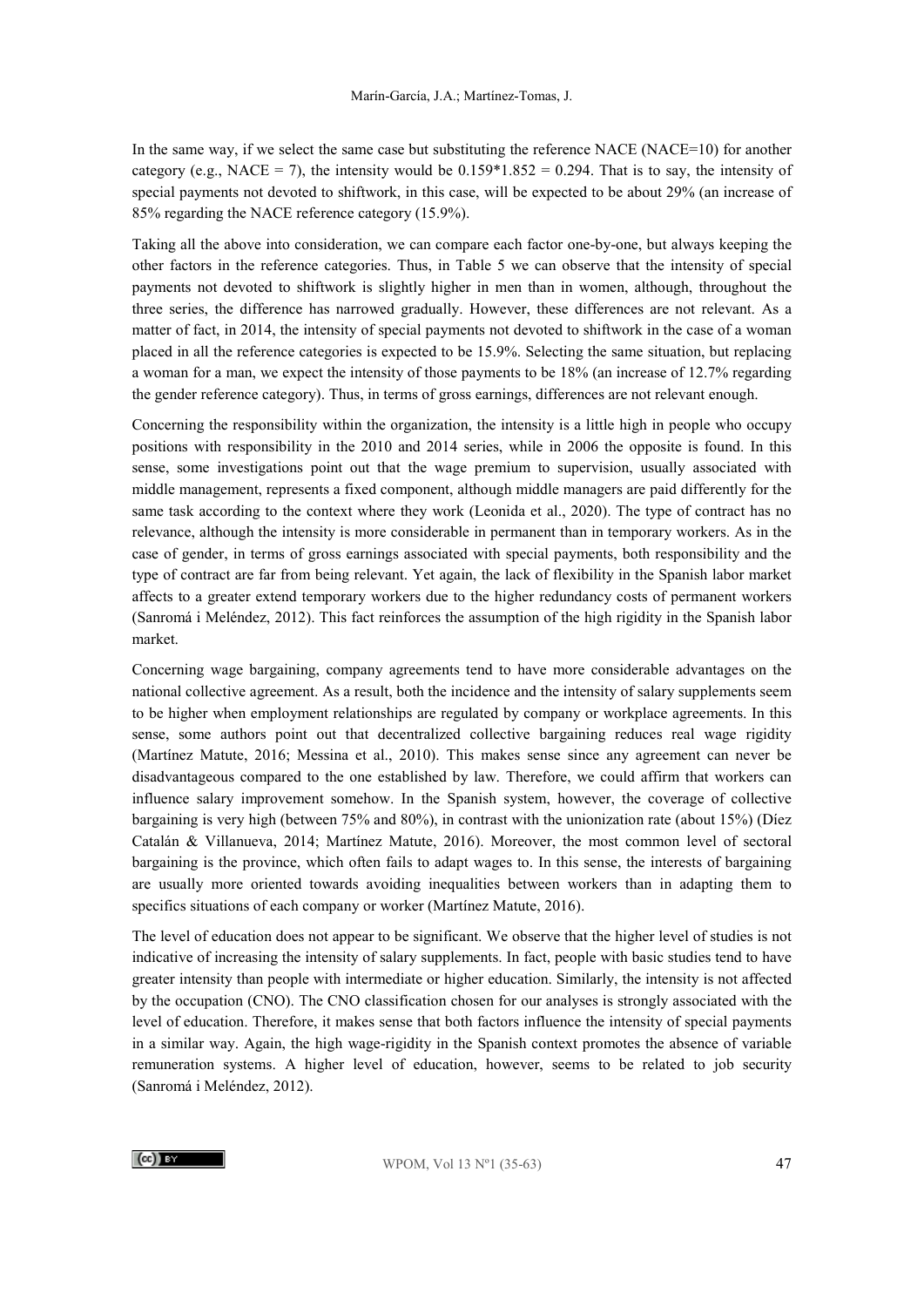In the same way, if we select the same case but substituting the reference NACE (NACE=10) for another category (e.g., NACE = 7), the intensity would be 0.159*1.852 = 0.294. That is to say, the intensity of special payments not devoted to shiftwork, in this case, will be expected to be about 29% (an increase of 85% regarding the NACE reference category (15.9%).

Taking all the above into consideration, we can compare each factor one-by-one, but always keeping the other factors in the reference categories. Thus, in Table 5 we can observe that the intensity of special payments not devoted to shiftwork is slightly higher in men than in women, although, throughout the three series, the difference has narrowed gradually. However, these differences are not relevant. As a matter of fact, in 2014, the intensity of special payments not devoted to shiftwork in the case of a woman placed in all the reference categories is expected to be 15.9%. Selecting the same situation, but replacing a woman for a man, we expect the intensity of those payments to be 18% (an increase of 12.7% regarding the gender reference category). Thus, in terms of gross earnings, differences are not relevant enough.

Concerning the responsibility within the organization, the intensity is a little high in people who occupy positions with responsibility in the 2010 and 2014 series, while in 2006 the opposite is found. In this sense, some investigations point out that the wage premium to supervision, usually associated with middle management, represents a fixed component, although middle managers are paid differently for the same task according to the context where they work (Leonida et al., 2020). The type of contract has no relevance, although the intensity is more considerable in permanent than in temporary workers. As in the case of gender, in terms of gross earnings associated with special payments, both responsibility and the type of contract are far from being relevant. Yet again, the lack of flexibility in the Spanish labor market affects to a greater extend temporary workers due to the higher redundancy costs of permanent workers (Sanromá i Meléndez, 2012). This fact reinforces the assumption of the high rigidity in the Spanish labor market.

Concerning wage bargaining, company agreements tend to have more considerable advantages on the national collective agreement. As a result, both the incidence and the intensity of salary supplements seem to be higher when employment relationships are regulated by company or workplace agreements. In this sense, some authors point out that decentralized collective bargaining reduces real wage rigidity (Martínez Matute, 2016; Messina et al., 2010). This makes sense since any agreement can never be disadvantageous compared to the one established by law. Therefore, we could affirm that workers can influence salary improvement somehow. In the Spanish system, however, the coverage of collective bargaining is very high (between 75% and 80%), in contrast with the unionization rate (about 15%) (Díez Catalán & Villanueva, 2014; Martínez Matute, 2016). Moreover, the most common level of sectoral bargaining is the province, which often fails to adapt wages to. In this sense, the interests of bargaining are usually more oriented towards avoiding inequalities between workers than in adapting them to specifics situations of each company or worker (Martínez Matute, 2016).

The level of education does not appear to be significant. We observe that the higher level of studies is not indicative of increasing the intensity of salary supplements. In fact, people with basic studies tend to have greater intensity than people with intermediate or higher education. Similarly, the intensity is not affected by the occupation (CNO). The CNO classification chosen for our analyses is strongly associated with the level of education. Therefore, it makes sense that both factors influence the intensity of special payments in a similar way. Again, the high wage-rigidity in the Spanish context promotes the absence of variable remuneration systems. A higher level of education, however, seems to be related to job security (Sanromá i Meléndez, 2012).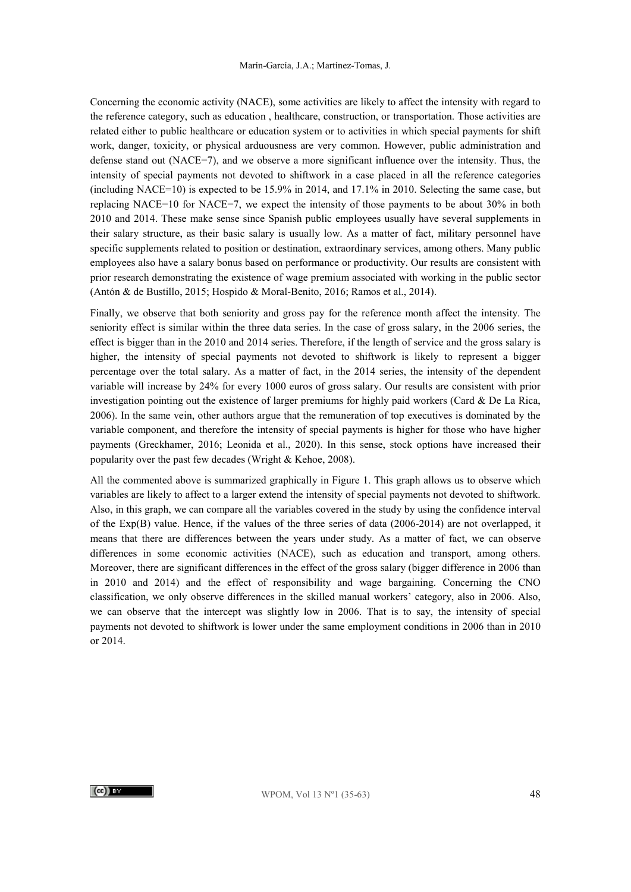Concerning the economic activity (NACE), some activities are likely to affect the intensity with regard to the reference category, such as education , healthcare, construction, or transportation. Those activities are related either to public healthcare or education system or to activities in which special payments for shift work, danger, toxicity, or physical arduousness are very common. However, public administration and defense stand out (NACE=7), and we observe a more significant influence over the intensity. Thus, the intensity of special payments not devoted to shiftwork in a case placed in all the reference categories (including NACE=10) is expected to be 15.9% in 2014, and 17.1% in 2010. Selecting the same case, but replacing NACE=10 for NACE=7, we expect the intensity of those payments to be about 30% in both 2010 and 2014. These make sense since Spanish public employees usually have several supplements in their salary structure, as their basic salary is usually low. As a matter of fact, military personnel have specific supplements related to position or destination, extraordinary services, among others. Many public employees also have a salary bonus based on performance or productivity. Our results are consistent with prior research demonstrating the existence of wage premium associated with working in the public sector (Antón & de Bustillo, 2015; Hospido & Moral-Benito, 2016; Ramos et al., 2014).

Finally, we observe that both seniority and gross pay for the reference month affect the intensity. The seniority effect is similar within the three data series. In the case of gross salary, in the 2006 series, the effect is bigger than in the 2010 and 2014 series. Therefore, if the length of service and the gross salary is higher, the intensity of special payments not devoted to shiftwork is likely to represent a bigger percentage over the total salary. As a matter of fact, in the 2014 series, the intensity of the dependent variable will increase by 24% for every 1000 euros of gross salary. Our results are consistent with prior investigation pointing out the existence of larger premiums for highly paid workers (Card & De La Rica, 2006). In the same vein, other authors argue that the remuneration of top executives is dominated by the variable component, and therefore the intensity of special payments is higher for those who have higher payments (Greckhamer, 2016; Leonida et al., 2020). In this sense, stock options have increased their popularity over the past few decades (Wright & Kehoe, 2008).

All the commented above is summarized graphically in Figure 1. This graph allows us to observe which variables are likely to affect to a larger extend the intensity of special payments not devoted to shiftwork. Also, in this graph, we can compare all the variables covered in the study by using the confidence interval of the Exp(B) value. Hence, if the values of the three series of data (2006-2014) are not overlapped, it means that there are differences between the years under study. As a matter of fact, we can observe differences in some economic activities (NACE), such as education and transport, among others. Moreover, there are significant differences in the effect of the gross salary (bigger difference in 2006 than in 2010 and 2014) and the effect of responsibility and wage bargaining. Concerning the CNO classification, we only observe differences in the skilled manual workers' category, also in 2006. Also, we can observe that the intercept was slightly low in 2006. That is to say, the intensity of special payments not devoted to shiftwork is lower under the same employment conditions in 2006 than in 2010 or 2014.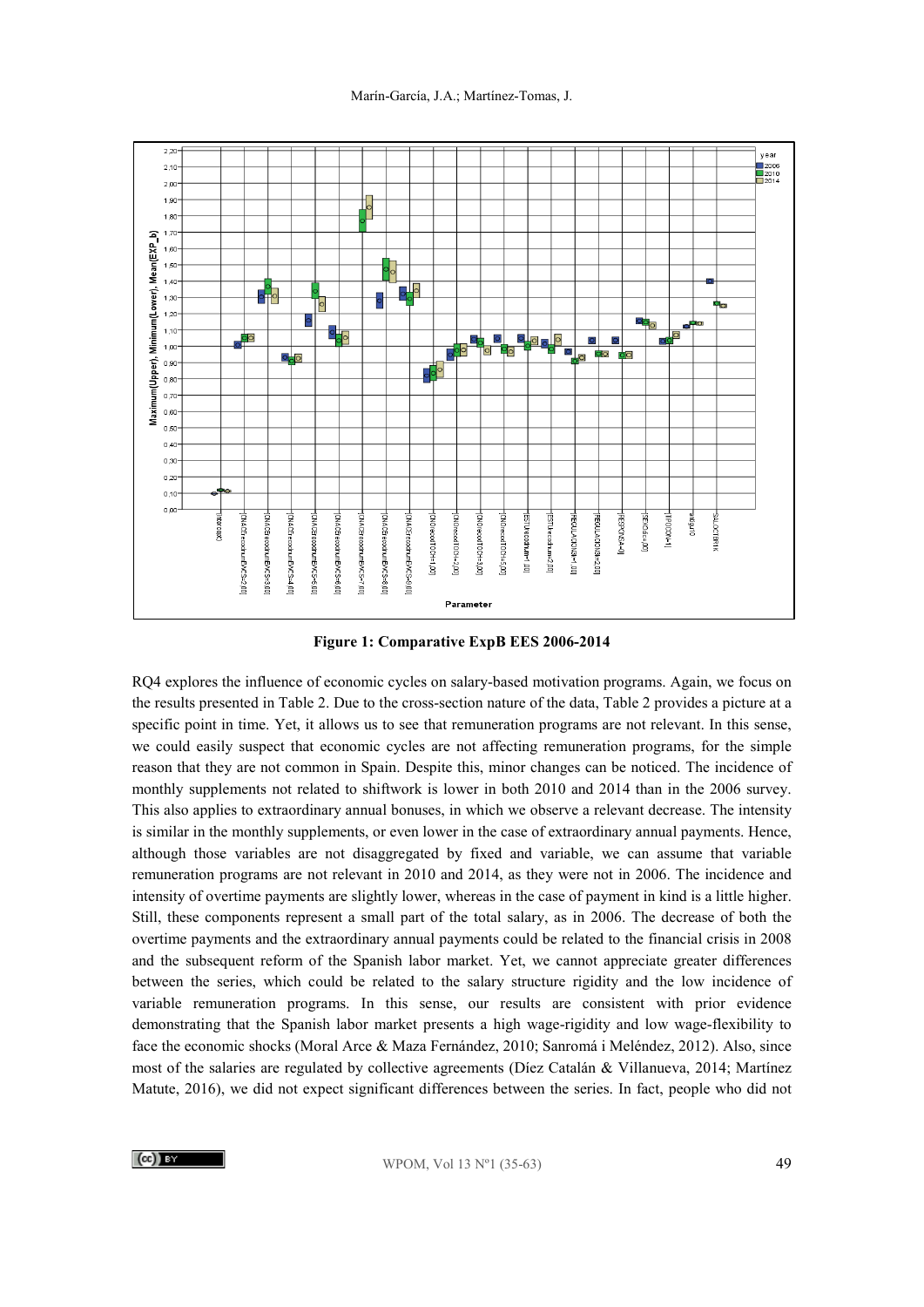Figure 1: Comparative ExpB EES 2006-2014

RQ4 explores the influence of economic cycles on salary-based motivation programs. Again, we focus on the results presented in Table 2. Due to the cross-section nature of the data, Table 2 provides a picture at a specific point in time. Yet, it allows us to see that remuneration programs are not relevant. In this sense, we could easily suspect that economic cycles are not affecting remuneration programs, for the simple reason that they are not common in Spain. Despite this, minor changes can be noticed. The incidence of monthly supplements not related to shiftwork is lower in both 2010 and 2014 than in the 2006 survey. This also applies to extraordinary annual bonuses, in which we observe a relevant decrease. The intensity is similar in the monthly supplements, or even lower in the case of extraordinary annual payments. Hence, although those variables are not disaggregated by fixed and variable, we can assume that variable remuneration programs are not relevant in 2010 and 2014, as they were not in 2006. The incidence and intensity of overtime payments are slightly lower, whereas in the case of payment in kind is a little higher. Still, these components represent a small part of the total salary, as in 2006. The decrease of both the overtime payments and the extraordinary annual payments could be related to the financial crisis in 2008 and the subsequent reform of the Spanish labor market. Yet, we cannot appreciate greater differences between the series, which could be related to the salary structure rigidity and the low incidence of variable remuneration programs. In this sense, our results are consistent with prior evidence demonstrating that the Spanish labor market presents a high wage-rigidity and low wage-flexibility to face the economic shocks (Moral Arce & Maza Fernández, 2010; Sanromá i Meléndez, 2012). Also, since most of the salaries are regulated by collective agreements (Díez Catalán & Villanueva, 2014; Martínez Matute, 2016), we did not expect significant differences between the series. In fact, people who did not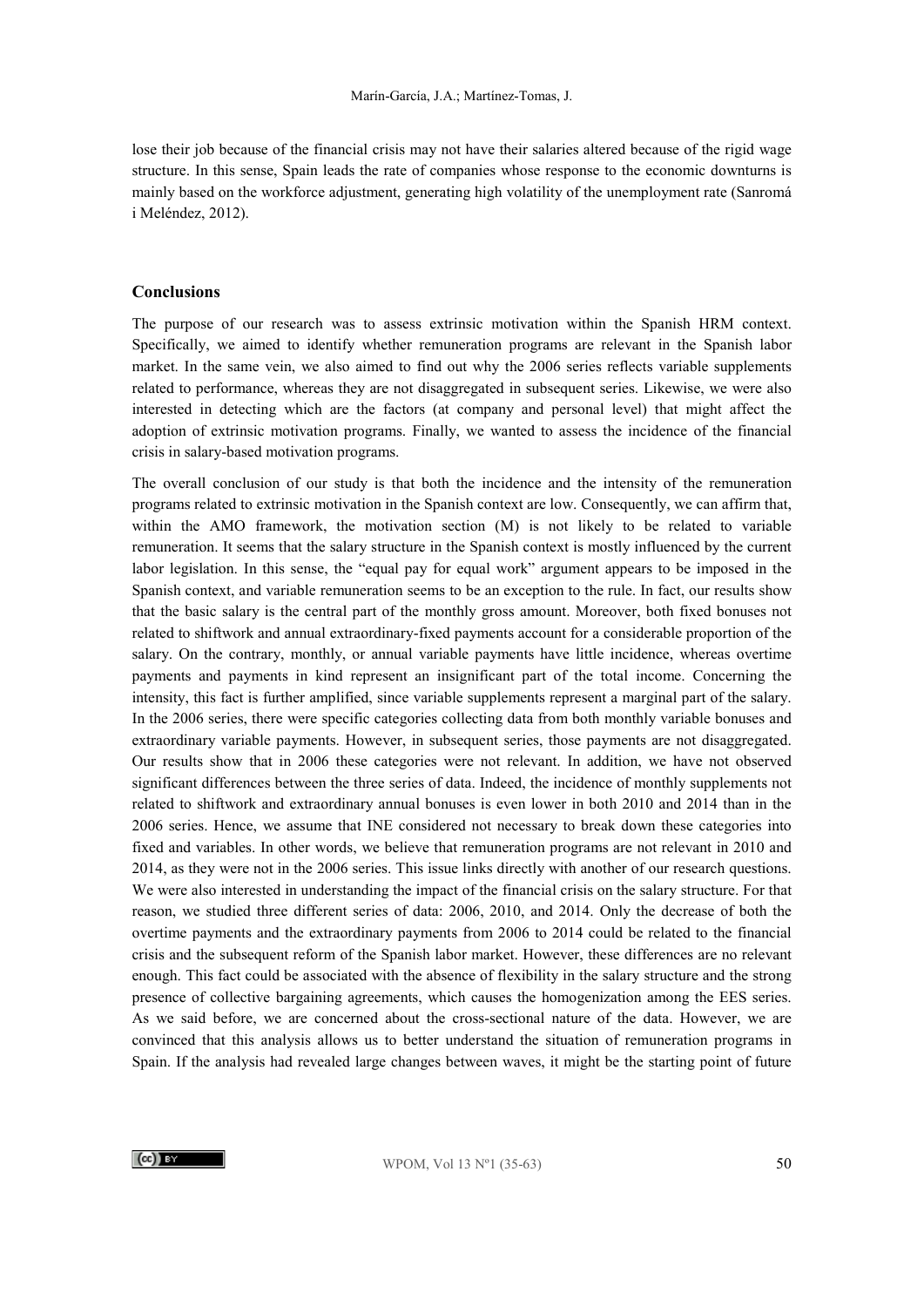lose their job because of the financial crisis may not have their salaries altered because of the rigid wage structure. In this sense, Spain leads the rate of companies whose response to the economic downturns is mainly based on the workforce adjustment, generating high volatility of the unemployment rate (Sanromá i Meléndez, 2012).

## Conclusions

The purpose of our research was to assess extrinsic motivation within the Spanish HRM context. Specifically, we aimed to identify whether remuneration programs are relevant in the Spanish labor market. In the same vein, we also aimed to find out why the 2006 series reflects variable supplements related to performance, whereas they are not disaggregated in subsequent series. Likewise, we were also interested in detecting which are the factors (at company and personal level) that might affect the adoption of extrinsic motivation programs. Finally, we wanted to assess the incidence of the financial crisis in salary-based motivation programs.

The overall conclusion of our study is that both the incidence and the intensity of the remuneration programs related to extrinsic motivation in the Spanish context are low. Consequently, we can affirm that, within the AMO framework, the motivation section (M) is not likely to be related to variable remuneration. It seems that the salary structure in the Spanish context is mostly influenced by the current labor legislation. In this sense, the "equal pay for equal work" argument appears to be imposed in the Spanish context, and variable remuneration seems to be an exception to the rule. In fact, our results show that the basic salary is the central part of the monthly gross amount. Moreover, both fixed bonuses not related to shiftwork and annual extraordinary-fixed payments account for a considerable proportion of the salary. On the contrary, monthly, or annual variable payments have little incidence, whereas overtime payments and payments in kind represent an insignificant part of the total income. Concerning the intensity, this fact is further amplified, since variable supplements represent a marginal part of the salary. In the 2006 series, there were specific categories collecting data from both monthly variable bonuses and extraordinary variable payments. However, in subsequent series, those payments are not disaggregated. Our results show that in 2006 these categories were not relevant. In addition, we have not observed significant differences between the three series of data. Indeed, the incidence of monthly supplements not related to shiftwork and extraordinary annual bonuses is even lower in both 2010 and 2014 than in the 2006 series. Hence, we assume that INE considered not necessary to break down these categories into fixed and variables. In other words, we believe that remuneration programs are not relevant in 2010 and 2014, as they were not in the 2006 series. This issue links directly with another of our research questions. We were also interested in understanding the impact of the financial crisis on the salary structure. For that reason, we studied three different series of data: 2006, 2010, and 2014. Only the decrease of both the overtime payments and the extraordinary payments from 2006 to 2014 could be related to the financial crisis and the subsequent reform of the Spanish labor market. However, these differences are no relevant enough. This fact could be associated with the absence of flexibility in the salary structure and the strong presence of collective bargaining agreements, which causes the homogenization among the EES series. As we said before, we are concerned about the cross-sectional nature of the data. However, we are convinced that this analysis allows us to better understand the situation of remuneration programs in Spain. If the analysis had revealed large changes between waves, it might be the starting point of future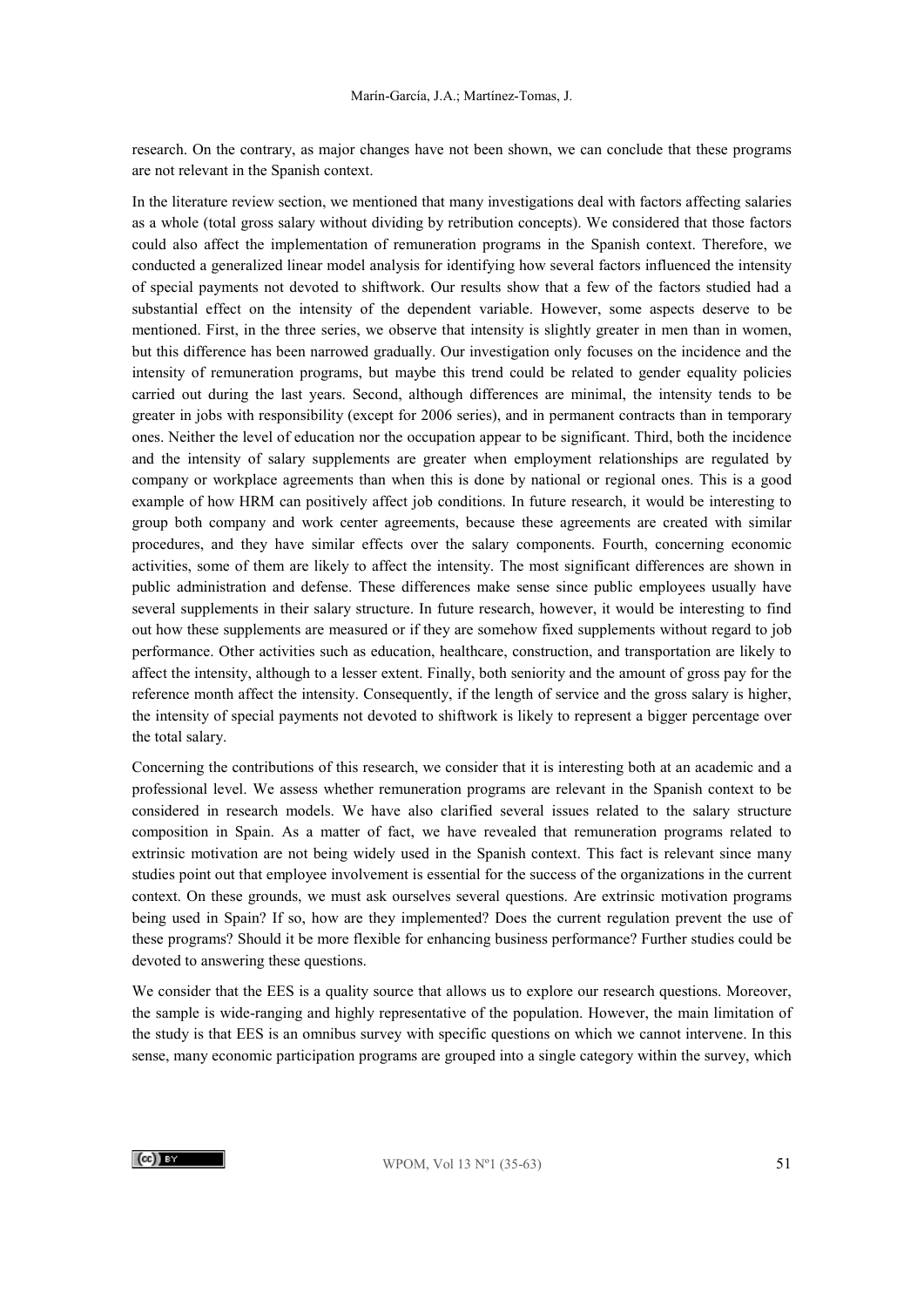research. On the contrary, as major changes have not been shown, we can conclude that these programs are not relevant in the Spanish context.

In the literature review section, we mentioned that many investigations deal with factors affecting salaries as a whole (total gross salary without dividing by retribution concepts). We considered that those factors could also affect the implementation of remuneration programs in the Spanish context. Therefore, we conducted a generalized linear model analysis for identifying how several factors influenced the intensity of special payments not devoted to shiftwork. Our results show that a few of the factors studied had a substantial effect on the intensity of the dependent variable. However, some aspects deserve to be mentioned. First, in the three series, we observe that intensity is slightly greater in men than in women, but this difference has been narrowed gradually. Our investigation only focuses on the incidence and the intensity of remuneration programs, but maybe this trend could be related to gender equality policies carried out during the last years. Second, although differences are minimal, the intensity tends to be greater in jobs with responsibility (except for 2006 series), and in permanent contracts than in temporary ones. Neither the level of education nor the occupation appear to be significant. Third, both the incidence and the intensity of salary supplements are greater when employment relationships are regulated by company or workplace agreements than when this is done by national or regional ones. This is a good example of how HRM can positively affect job conditions. In future research, it would be interesting to group both company and work center agreements, because these agreements are created with similar procedures, and they have similar effects over the salary components. Fourth, concerning economic activities, some of them are likely to affect the intensity. The most significant differences are shown in public administration and defense. These differences make sense since public employees usually have several supplements in their salary structure. In future research, however, it would be interesting to find out how these supplements are measured or if they are somehow fixed supplements without regard to job performance. Other activities such as education, healthcare, construction, and transportation are likely to affect the intensity, although to a lesser extent. Finally, both seniority and the amount of gross pay for the reference month affect the intensity. Consequently, if the length of service and the gross salary is higher, the intensity of special payments not devoted to shiftwork is likely to represent a bigger percentage over the total salary.

Concerning the contributions of this research, we consider that it is interesting both at an academic and a professional level. We assess whether remuneration programs are relevant in the Spanish context to be considered in research models. We have also clarified several issues related to the salary structure composition in Spain. As a matter of fact, we have revealed that remuneration programs related to extrinsic motivation are not being widely used in the Spanish context. This fact is relevant since many studies point out that employee involvement is essential for the success of the organizations in the current context. On these grounds, we must ask ourselves several questions. Are extrinsic motivation programs being used in Spain? If so, how are they implemented? Does the current regulation prevent the use of these programs? Should it be more flexible for enhancing business performance? Further studies could be devoted to answering these questions.

We consider that the EES is a quality source that allows us to explore our research questions. Moreover, the sample is wide-ranging and highly representative of the population. However, the main limitation of the study is that EES is an omnibus survey with specific questions on which we cannot intervene. In this sense, many economic participation programs are grouped into a single category within the survey, which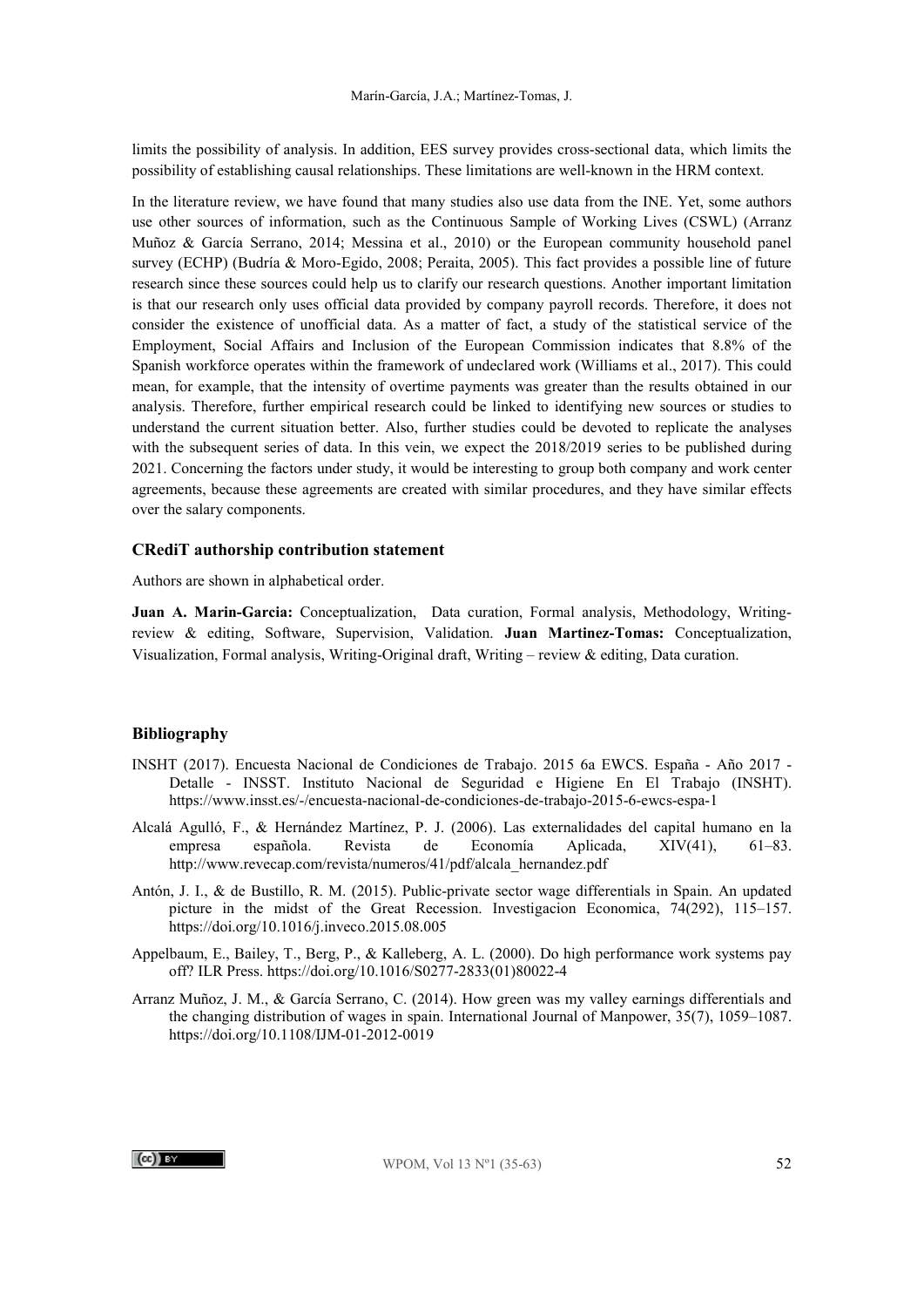limits the possibility of analysis. In addition, EES survey provides cross-sectional data, which limits the possibility of establishing causal relationships. These limitations are well-known in the HRM context.

In the literature review, we have found that many studies also use data from the INE. Yet, some authors use other sources of information, such as the Continuous Sample of Working Lives (CSWL) (Arranz Muñoz & García Serrano, 2014; Messina et al., 2010) or the European community household panel survey (ECHP) (Budría & Moro-Egido, 2008; Peraita, 2005). This fact provides a possible line of future research since these sources could help us to clarify our research questions. Another important limitation is that our research only uses official data provided by company payroll records. Therefore, it does not consider the existence of unofficial data. As a matter of fact, a study of the statistical service of the Employment, Social Affairs and Inclusion of the European Commission indicates that 8.8% of the Spanish workforce operates within the framework of undeclared work (Williams et al., 2017). This could mean, for example, that the intensity of overtime payments was greater than the results obtained in our analysis. Therefore, further empirical research could be linked to identifying new sources or studies to understand the current situation better. Also, further studies could be devoted to replicate the analyses with the subsequent series of data. In this vein, we expect the 2018/2019 series to be published during 2021. Concerning the factors under study, it would be interesting to group both company and work center agreements, because these agreements are created with similar procedures, and they have similar effects over the salary components.

### CRediT authorship contribution statement

Authors are shown in alphabetical order.

**Juan A. Marin-Garcia:** Conceptualization, Data curation, Formal analysis, Methodology, Writing-review & editing, Software, Supervision, Validation. **Juan Martinez-Tomas:** Conceptualization, Visualization, Formal analysis, Writing-Original draft, Writing – review & editing, Data curation.

### Bibliography

INSHT (2017). Encuesta Nacional de Condiciones de Trabajo. 2015 6a EWCS. España - Año 2017 - Detalle - INSST. Instituto Nacional de Seguridad e Higiene En El Trabajo (INSHT). https://www.insst.es/-/encuesta-nacional-de-condiciones-de-trabajo-2015-6-ewcs-espa-1

Alcalá Agulló, F., & Hernández Martínez, P. J. (2006). Las externalidades del capital humano en la empresa española. Revista de Economía Aplicada, XIV(41), 61–83. http://www.revecap.com/revista/numeros/41/pdf/alcala_hernandez.pdf

Antón, J. I., & de Bustillo, R. M. (2015). Public-private sector wage differentials in Spain. An updated picture in the midst of the Great Recession. Investigacion Economica, 74(292), 115–157. https://doi.org/10.1016/j.inveco.2015.08.005

Appelbaum, E., Bailey, T., Berg, P., & Kalleberg, A. L. (2000). Do high performance work systems pay off? ILR Press. https://doi.org/10.1016/S0277-2833(01)80022-4

Arranz Muñoz, J. M., & García Serrano, C. (2014). How green was my valley earnings differentials and the changing distribution of wages in spain. International Journal of Manpower, 35(7), 1059–1087. https://doi.org/10.1108/IJM-01-2012-0019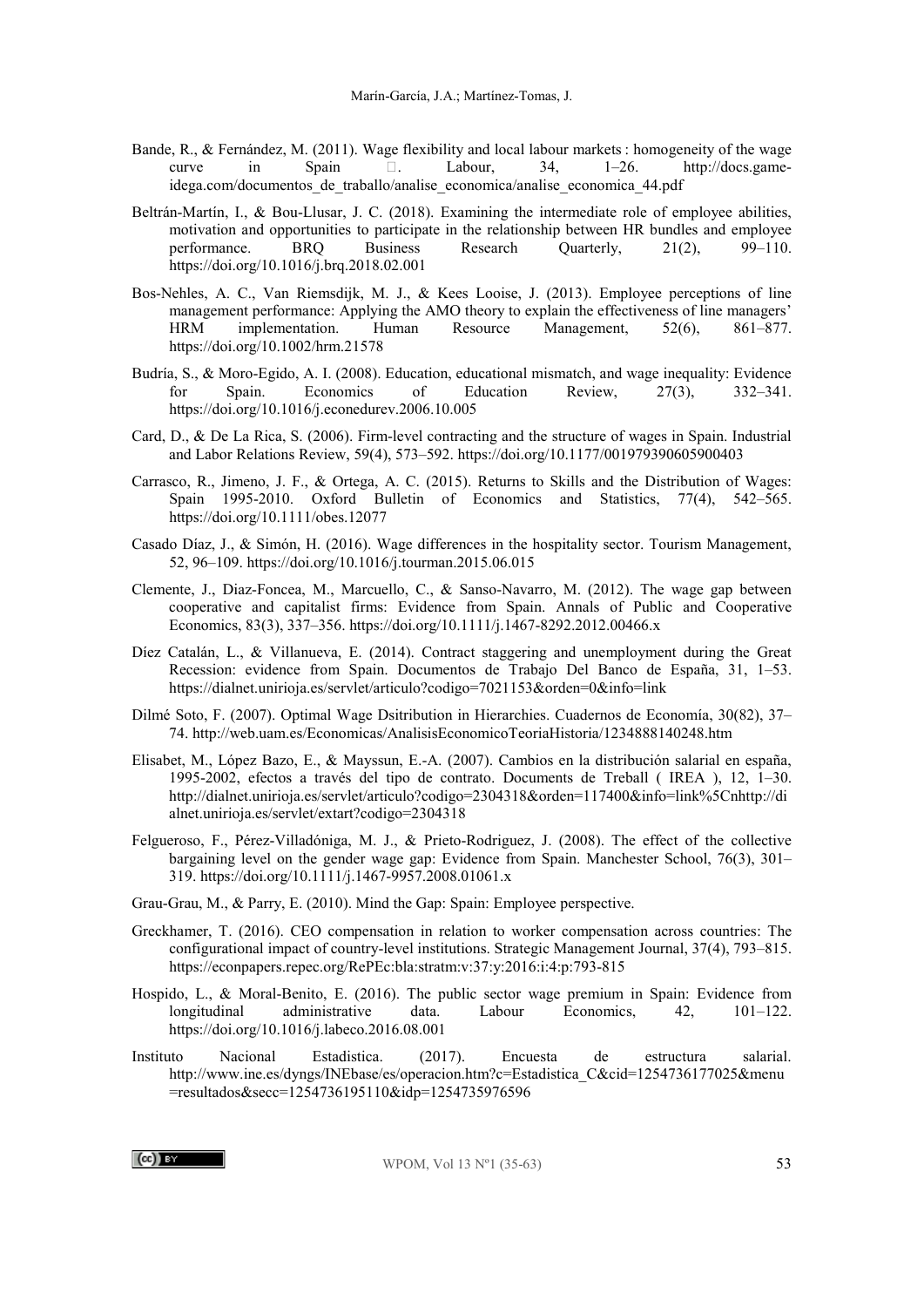Bande, R., & Fernández, M. (2011). Wage flexibility and local labour markets : homogeneity of the wage curve in Spain . Labour, 34, 1–26. http://docs.game-idega.com/documentos_de_traballo/analise_economica/analise_economica_44.pdf

Beltrán-Martín, I., & Bou-Llusar, J. C. (2018). Examining the intermediate role of employee abilities, motivation and opportunities to participate in the relationship between HR bundles and employee performance. BRQ Business Research Quarterly, 21(2), 99–110. https://doi.org/10.1016/j.brq.2018.02.001

Bos-Nehles, A. C., Van Riemsdijk, M. J., & Kees Looise, J. (2013). Employee perceptions of line management performance: Applying the AMO theory to explain the effectiveness of line managers' HRM implementation. Human Resource Management, 52(6), 861–877. https://doi.org/10.1002/hrm.21578

Budría, S., & Moro-Egido, A. I. (2008). Education, educational mismatch, and wage inequality: Evidence for Spain. Economics of Education Review, 27(3), 332–341. https://doi.org/10.1016/j.econedurev.2006.10.005

Card, D., & De La Rica, S. (2006). Firm-level contracting and the structure of wages in Spain. Industrial and Labor Relations Review, 59(4), 573–592. https://doi.org/10.1177/001979390605900403

Carrasco, R., Jimeno, J. F., & Ortega, A. C. (2015). Returns to Skills and the Distribution of Wages: Spain 1995-2010. Oxford Bulletin of Economics and Statistics, 77(4), 542–565. https://doi.org/10.1111/obes.12077

Casado Díaz, J., & Simón, H. (2016). Wage differences in the hospitality sector. Tourism Management, 52, 96–109. https://doi.org/10.1016/j.tourman.2015.06.015

Clemente, J., Diaz-Foncea, M., Marcuello, C., & Sanso-Navarro, M. (2012). The wage gap between cooperative and capitalist firms: Evidence from Spain. Annals of Public and Cooperative Economics, 83(3), 337–356. https://doi.org/10.1111/j.1467-8292.2012.00466.x

Díez Catalán, L., & Villanueva, E. (2014). Contract staggering and unemployment during the Great Recession: evidence from Spain. Documentos de Trabajo Del Banco de España, 31, 1–53. https://dialnet.unirioja.es/servlet/articulo?codigo=7021153&orden=0&info=link

Dilmé Soto, F. (2007). Optimal Wage Dsitribution in Hierarchies. Cuadernos de Economía, 30(82), 37–74. http://web.uam.es/Economicas/AnalisisEconomicoTeoriaHistoria/1234888140248.htm

Elisabet, M., López Bazo, E., & Mayssun, E.-A. (2007). Cambios en la distribución salarial en españa, 1995-2002, efectos a través del tipo de contrato. Documents de Treball ( IREA ), 12, 1–30. http://dialnet.unirioja.es/servlet/articulo?codigo=2304318&orden=117400&info=link%5Cnhttp://dialnet.unirioja.es/servlet/extart?codigo=2304318

Felgueroso, F., Pérez-Villadóniga, M. J., & Prieto-Rodriguez, J. (2008). The effect of the collective bargaining level on the gender wage gap: Evidence from Spain. Manchester School, 76(3), 301–319. https://doi.org/10.1111/j.1467-9957.2008.01061.x

Grau-Grau, M., & Parry, E. (2010). Mind the Gap: Spain: Employee perspective.

Greckhamer, T. (2016). CEO compensation in relation to worker compensation across countries: The configurational impact of country-level institutions. Strategic Management Journal, 37(4), 793–815. https://econpapers.repec.org/RePEc:bla:stratm:v:37:y:2016:i:4:p:793-815

Hospido, L., & Moral-Benito, E. (2016). The public sector wage premium in Spain: Evidence from longitudinal administrative data. Labour Economics, 42, 101–122. https://doi.org/10.1016/j.labeco.2016.08.001

Instituto Nacional Estadistica. (2017). Encuesta de estructura salarial. http://www.ine.es/dyngs/INEbase/es/operacion.htm?c=Estadistica_C&cid=1254736177025&menu=resultados&secc=1254736195110&idp=1254735976596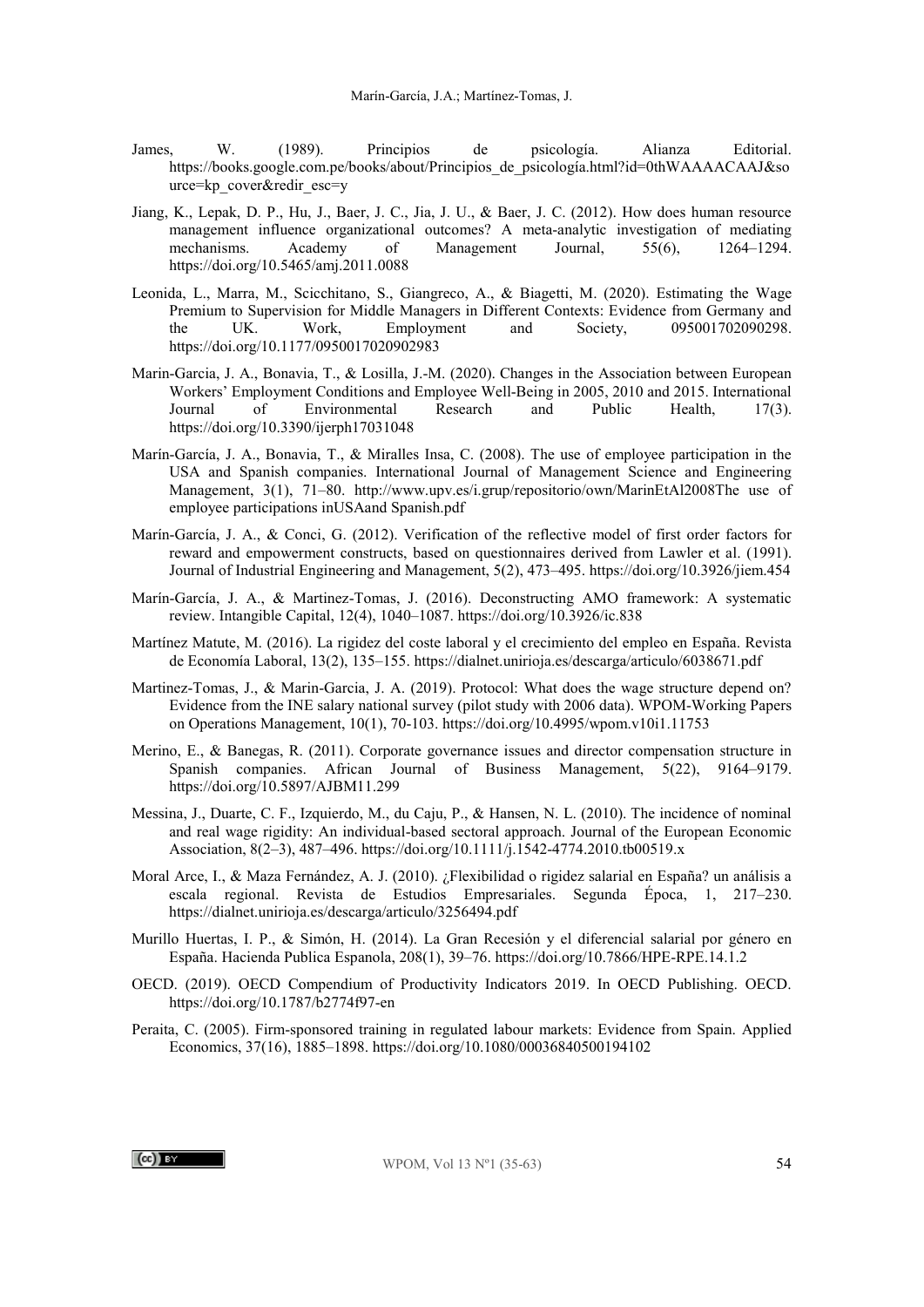James, W. (1989). Principios de psicología. Alianza Editorial. https://books.google.com.pe/books/about/Principios_de_psicología.html?id=0thWAAAACAAJ&source=kp_cover&redir_esc=y

Jiang, K., Lepak, D. P., Hu, J., Baer, J. C., Jia, J. U., & Baer, J. C. (2012). How does human resource management influence organizational outcomes? A meta-analytic investigation of mediating mechanisms. Academy of Management Journal, 55(6), 1264–1294. https://doi.org/10.5465/amj.2011.0088

Leonida, L., Marra, M., Scicchitano, S., Giangreco, A., & Biagetti, M. (2020). Estimating the Wage Premium to Supervision for Middle Managers in Different Contexts: Evidence from Germany and the UK. Work, Employment and Society, 095001702090298. https://doi.org/10.1177/0950017020902983

Marin-Garcia, J. A., Bonavia, T., & Losilla, J.-M. (2020). Changes in the Association between European Workers' Employment Conditions and Employee Well-Being in 2005, 2010 and 2015. International Journal of Environmental Research and Public Health, 17(3). https://doi.org/10.3390/ijerph17031048

Marín-García, J. A., Bonavia, T., & Miralles Insa, C. (2008). The use of employee participation in the USA and Spanish companies. International Journal of Management Science and Engineering Management, 3(1), 71–80. http://www.upv.es/i.grup/repositorio/own/MarinEtAl2008The use of employee participations inUSAand Spanish.pdf

Marín-García, J. A., & Conci, G. (2012). Verification of the reflective model of first order factors for reward and empowerment constructs, based on questionnaires derived from Lawler et al. (1991). Journal of Industrial Engineering and Management, 5(2), 473–495. https://doi.org/10.3926/jiem.454

Marín-García, J. A., & Martinez-Tomas, J. (2016). Deconstructing AMO framework: A systematic review. Intangible Capital, 12(4), 1040–1087. https://doi.org/10.3926/ic.838

Martínez Matute, M. (2016). La rigidez del coste laboral y el crecimiento del empleo en España. Revista de Economía Laboral, 13(2), 135–155. https://dialnet.unirioja.es/descarga/articulo/6038671.pdf

Martinez-Tomas, J., & Marin-Garcia, J. A. (2019). Protocol: What does the wage structure depend on? Evidence from the INE salary national survey (pilot study with 2006 data). WPOM-Working Papers on Operations Management, 10(1), 70-103. https://doi.org/10.4995/wpom.v10i1.11753

Merino, E., & Banegas, R. (2011). Corporate governance issues and director compensation structure in Spanish companies. African Journal of Business Management, 5(22), 9164–9179. https://doi.org/10.5897/AJBM11.299

Messina, J., Duarte, C. F., Izquierdo, M., du Caju, P., & Hansen, N. L. (2010). The incidence of nominal and real wage rigidity: An individual-based sectoral approach. Journal of the European Economic Association, 8(2–3), 487–496. https://doi.org/10.1111/j.1542-4774.2010.tb00519.x

Moral Arce, I., & Maza Fernández, A. J. (2010). ¿Flexibilidad o rigidez salarial en España? un análisis a escala regional. Revista de Estudios Empresariales. Segunda Época, 1, 217–230. https://dialnet.unirioja.es/descarga/articulo/3256494.pdf

Murillo Huertas, I. P., & Simón, H. (2014). La Gran Recesión y el diferencial salarial por género en España. Hacienda Publica Espanola, 208(1), 39–76. https://doi.org/10.7866/HPE-RPE.14.1.2

OECD. (2019). OECD Compendium of Productivity Indicators 2019. In OECD Publishing. OECD. https://doi.org/10.1787/b2774f97-en

Peraita, C. (2005). Firm-sponsored training in regulated labour markets: Evidence from Spain. Applied Economics, 37(16), 1885–1898. https://doi.org/10.1080/00036840500194102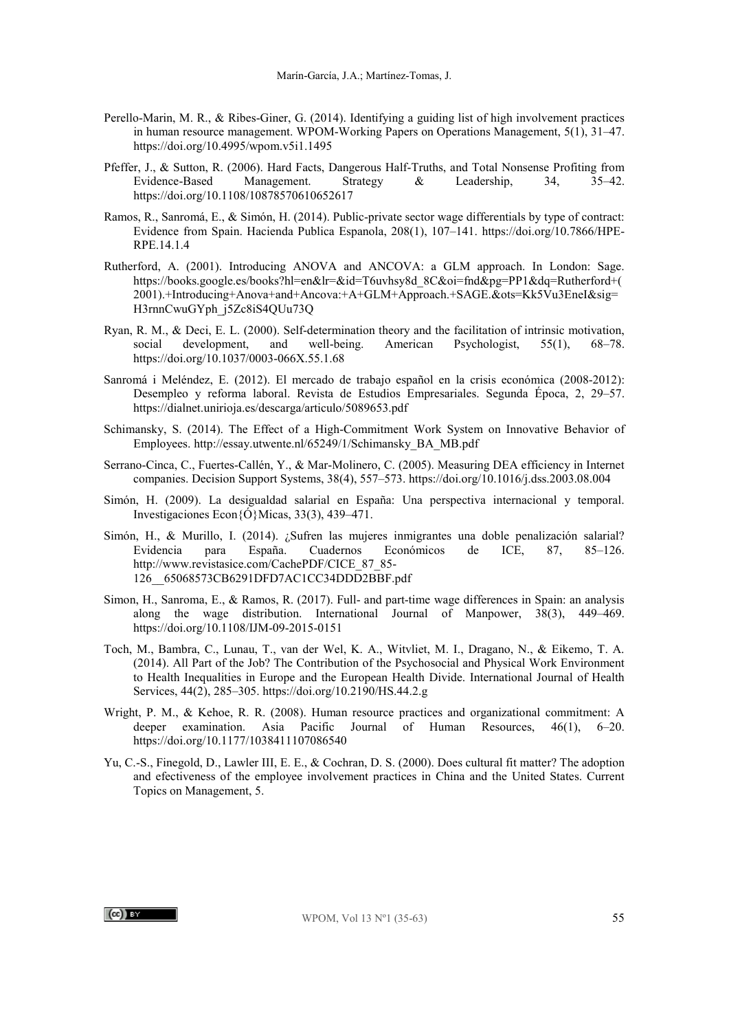Perello-Marin, M. R., & Ribes-Giner, G. (2014). Identifying a guiding list of high involvement practices in human resource management. WPOM-Working Papers on Operations Management, 5(1), 31–47. https://doi.org/10.4995/wpom.v5i1.1495

Pfeffer, J., & Sutton, R. (2006). Hard Facts, Dangerous Half-Truths, and Total Nonsense Profiting from Evidence-Based Management. Strategy & Leadership, 34, 35–42. https://doi.org/10.1108/10878570610652617

Ramos, R., Sanromá, E., & Simón, H. (2014). Public-private sector wage differentials by type of contract: Evidence from Spain. Hacienda Publica Espanola, 208(1), 107–141. https://doi.org/10.7866/HPE-RPE.14.1.4

Rutherford, A. (2001). Introducing ANOVA and ANCOVA: a GLM approach. In London: Sage. https://books.google.es/books?hl=en&lr=&id=T6uvhsy8d_8C&oi=fnd&pg=PP1&dq=Rutherford+(2001).+Introducing+Anova+and+Ancova:+A+GLM+Approach.+SAGE.&ots=Kk5Vu3EneI&sig=H3rnnCwuGYph_j5Zc8iS4QUu73Q

Ryan, R. M., & Deci, E. L. (2000). Self-determination theory and the facilitation of intrinsic motivation, social development, and well-being. American Psychologist, 55(1), 68–78. https://doi.org/10.1037/0003-066X.55.1.68

Sanromá i Meléndez, E. (2012). El mercado de trabajo español en la crisis económica (2008-2012): Desempleo y reforma laboral. Revista de Estudios Empresariales. Segunda Época, 2, 29–57. https://dialnet.unirioja.es/descarga/articulo/5089653.pdf

Schimansky, S. (2014). The Effect of a High-Commitment Work System on Innovative Behavior of Employees. http://essay.utwente.nl/65249/1/Schimansky_BA_MB.pdf

Serrano-Cinca, C., Fuertes-Callén, Y., & Mar-Molinero, C. (2005). Measuring DEA efficiency in Internet companies. Decision Support Systems, 38(4), 557–573. https://doi.org/10.1016/j.dss.2003.08.004

Simón, H. (2009). La desigualdad salarial en España: Una perspectiva internacional y temporal. Investigaciones Econ{Ó}Micas, 33(3), 439–471.

Simón, H., & Murillo, I. (2014). ¿Sufren las mujeres inmigrantes una doble penalización salarial? Evidencia para España. Cuadernos Económicos de ICE, 87, 85–126. http://www.revistasice.com/CachePDF/CICE_87_85-126__65068573CB6291DFD7AC1CC34DDD2BBF.pdf

Simon, H., Sanroma, E., & Ramos, R. (2017). Full- and part-time wage differences in Spain: an analysis along the wage distribution. International Journal of Manpower, 38(3), 449–469. https://doi.org/10.1108/IJM-09-2015-0151

Toch, M., Bambra, C., Lunau, T., van der Wel, K. A., Witvliet, M. I., Dragano, N., & Eikemo, T. A. (2014). All Part of the Job? The Contribution of the Psychosocial and Physical Work Environment to Health Inequalities in Europe and the European Health Divide. International Journal of Health Services, 44(2), 285–305. https://doi.org/10.2190/HS.44.2.g

Wright, P. M., & Kehoe, R. R. (2008). Human resource practices and organizational commitment: A deeper examination. Asia Pacific Journal of Human Resources, 46(1), 6–20. https://doi.org/10.1177/1038411107086540

Yu, C.-S., Finegold, D., Lawler III, E. E., & Cochran, D. S. (2000). Does cultural fit matter? The adoption and efectiveness of the employee involvement practices in China and the United States. Current Topics on Management, 5.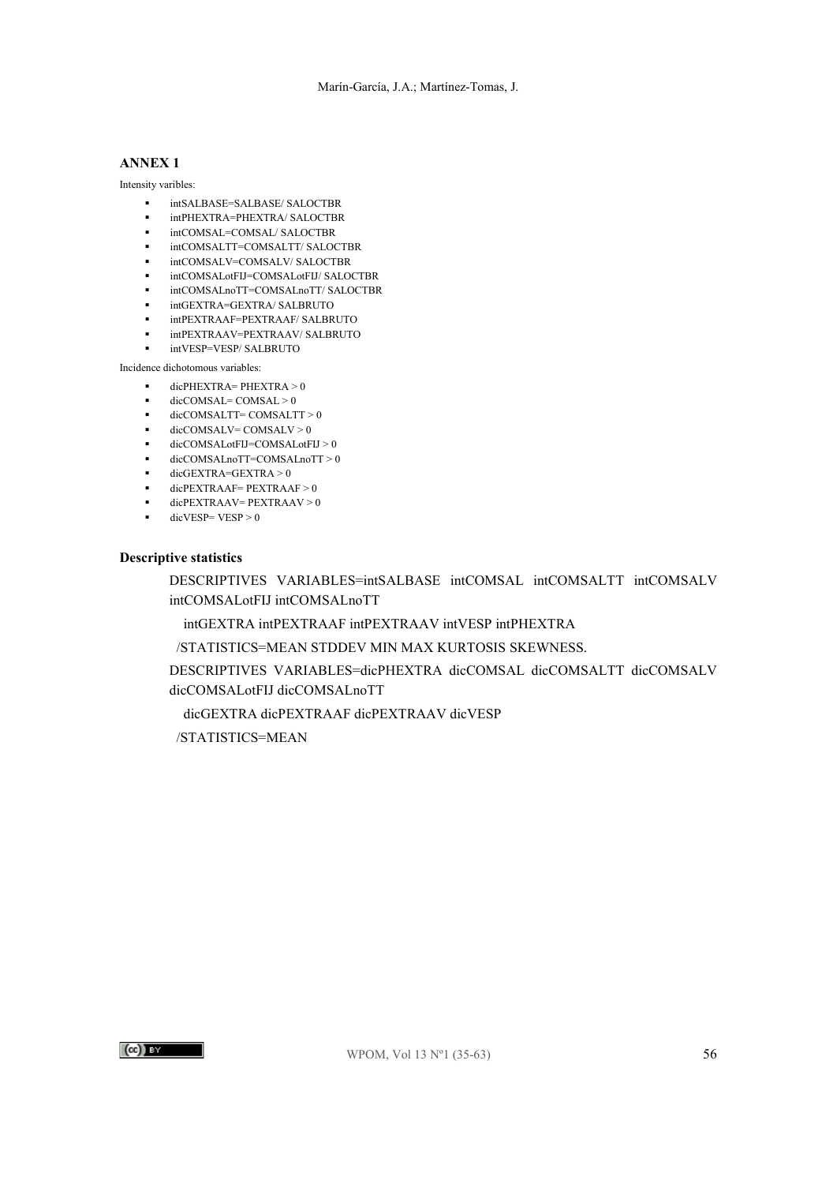## ANNEX 1

Intensity varibles:

- intSALBASE=SALBASE/ SALOCTBR
- intPHEXTRA=PHEXTRA/ SALOCTBR
- intCOMSAL=COMSAL/ SALOCTBR
- intCOMSALTT=COMSALTT/ SALOCTBR
- intCOMSALV=COMSALV/ SALOCTBR
- intCOMSALotFIJ=COMSALotFIJ/ SALOCTBR
- intCOMSALnoTT=COMSALnoTT/ SALOCTBR
- intGEXTRA=GEXTRA/ SALBRUTO
- intPEXTRAAF=PEXTRAAF/ SALBRUTO
- intPEXTRAAV=PEXTRAAV/ SALBRUTO
- intVESP=VESP/ SALBRUTO

Incidence dichotomous variables:

- dicPHEXTRA= PHEXTRA > 0
- dicCOMSAL= COMSAL > 0
- dicCOMSALTT= COMSALTT > 0
- dicCOMSALV= COMSALV > 0
- dicCOMSALotFIJ=COMSALotFIJ > 0
- dicCOMSALnoTT=COMSALnoTT > 0
- dicGEXTRA=GEXTRA > 0
- dicPEXTRAAF= PEXTRAAF > 0
- dicPEXTRAAV= PEXTRAAV > 0
- dicVESP= VESP > 0

### Descriptive statistics

```
DESCRIPTIVES VARIABLES=intSALBASE intCOMSAL intCOMSALTT intCOMSALV intCOMSALotFIJ intCOMSALnoTT
  intGEXTRA intPEXTRAAF intPEXTRAAV intVESP intPHEXTRA
 /STATISTICS=MEAN STDDEV MIN MAX KURTOSIS SKEWNESS.
DESCRIPTIVES VARIABLES=dicPHEXTRA dicCOMSAL dicCOMSALTT dicCOMSALV dicCOMSALotFIJ dicCOMSALnoTT
  dicGEXTRA dicPEXTRAAF dicPEXTRAAV dicVESP
 /STATISTICS=MEAN
```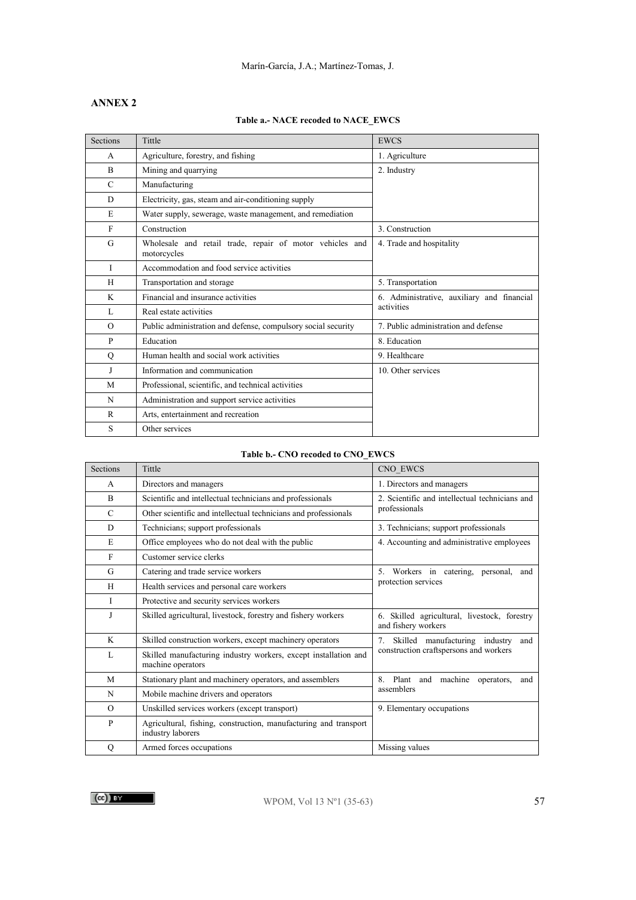## ANNEX 2

**Table a.- NACE recoded to NACE_EWCS**

| Sections | Tittle | EWCS |
|---|---|---|
| A | Agriculture, forestry, and fishing | 1. Agriculture |
| B | Mining and quarrying | 2. Industry |
| C | Manufacturing | |
| D | Electricity, gas, steam and air-conditioning supply | |
| E | Water supply, sewerage, waste management, and remediation | |
| F | Construction | 3. Construction |
| G | Wholesale and retail trade, repair of motor vehicles and motorcycles | 4. Trade and hospitality |
| I | Accommodation and food service activities | |
| H | Transportation and storage | 5. Transportation |
| K | Financial and insurance activities | 6. Administrative, auxiliary and financial activities |
| L | Real estate activities | |
| O | Public administration and defense, compulsory social security | 7. Public administration and defense |
| P | Education | 8. Education |
| Q | Human health and social work activities | 9. Healthcare |
| J | Information and communication | 10. Other services |
| M | Professional, scientific, and technical activities | |
| N | Administration and support service activities | |
| R | Arts, entertainment and recreation | |
| S | Other services | |

**Table b.- CNO recoded to CNO_EWCS**

| Sections | Tittle | CNO_EWCS |
|---|---|---|
| A | Directors and managers | 1. Directors and managers |
| B | Scientific and intellectual technicians and professionals | 2. Scientific and intellectual technicians and professionals |
| C | Other scientific and intellectual technicians and professionals | |
| D | Technicians; support professionals | 3. Technicians; support professionals |
| E | Office employees who do not deal with the public | 4. Accounting and administrative employees |
| F | Customer service clerks | |
| G | Catering and trade service workers | 5. Workers in catering, personal, and protection services |
| H | Health services and personal care workers | |
| I | Protective and security services workers | |
| J | Skilled agricultural, livestock, forestry and fishery workers | 6. Skilled agricultural, livestock, forestry and fishery workers |
| K | Skilled construction workers, except machinery operators | 7. Skilled manufacturing industry and construction craftspersons and workers |
| L | Skilled manufacturing industry workers, except installation and machine operators | |
| M | Stationary plant and machinery operators, and assemblers | 8. Plant and machine operators, and assemblers |
| N | Mobile machine drivers and operators | |
| O | Unskilled services workers (except transport) | 9. Elementary occupations |
| P | Agricultural, fishing, construction, manufacturing and transport industry laborers | |
| Q | Armed forces occupations | Missing values |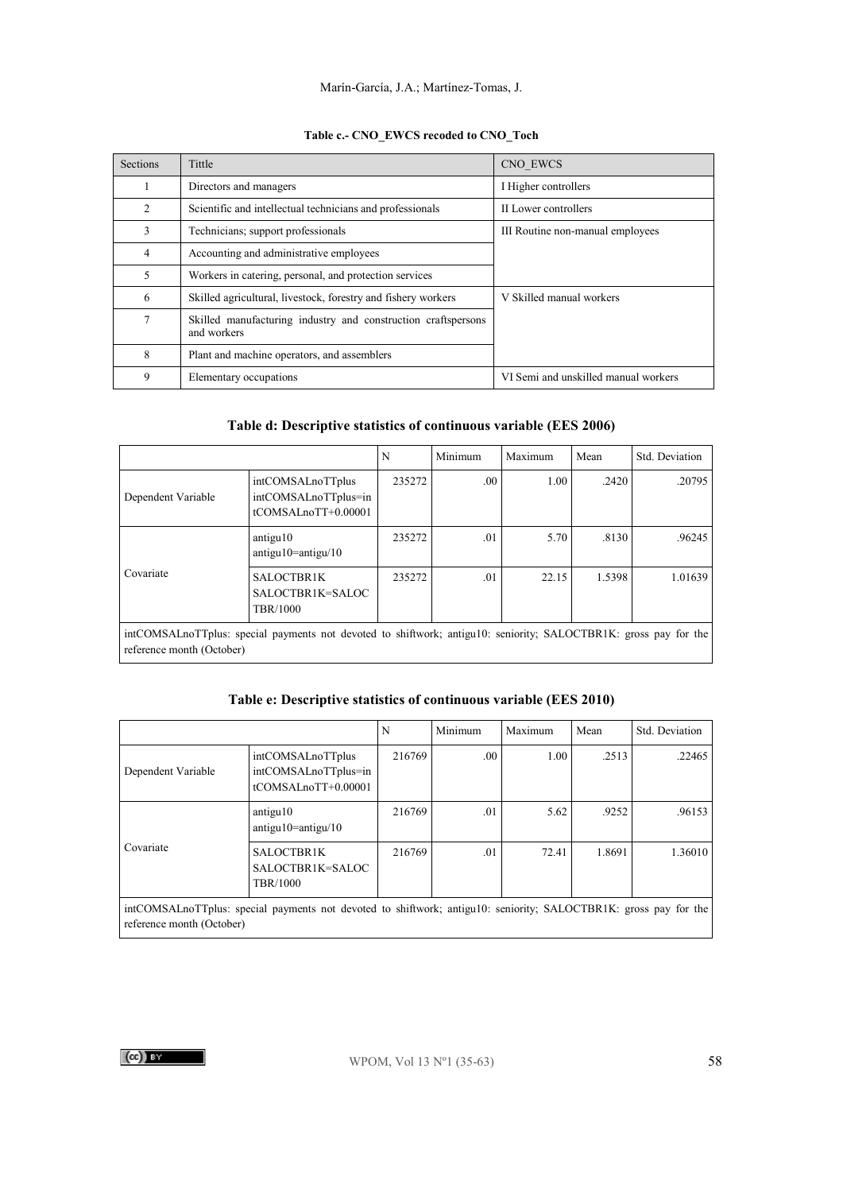**Table c.- CNO_EWCS recoded to CNO_Toch**

| Sections | Tittle | CNO_EWCS |
|---|---|---|
| 1 | Directors and managers | I Higher controllers |
| 2 | Scientific and intellectual technicians and professionals | II Lower controllers |
| 3 | Technicians; support professionals | III Routine non-manual employees |
| 4 | Accounting and administrative employees | |
| 5 | Workers in catering, personal, and protection services | |
| 6 | Skilled agricultural, livestock, forestry and fishery workers | V Skilled manual workers |
| 7 | Skilled manufacturing industry and construction craftspersons and workers | |
| 8 | Plant and machine operators, and assemblers | |
| 9 | Elementary occupations | VI Semi and unskilled manual workers |

**Table d: Descriptive statistics of continuous variable (EES 2006)**

| | | N | Minimum | Maximum | Mean | Std. Deviation |
|---|---|---|---|---|---|---|
| Dependent Variable | intCOMSALnoTTplus intCOMSALnoTTplus=intCOMSALnoTT+0.00001 | 235272 | .00 | 1.00 | .2420 | .20795 |
| Covariate | antigu10 antigu10=antigu/10 | 235272 | .01 | 5.70 | .8130 | .96245 |
| | SALOCTBR1K SALOCTBR1K=SALOCTBR/1000 | 235272 | .01 | 22.15 | 1.5398 | 1.01639 |

intCOMSALnoTTplus: special payments not devoted to shiftwork; antigu10: seniority; SALOCTBR1K: gross pay for the reference month (October)

**Table e: Descriptive statistics of continuous variable (EES 2010)**

| | | N | Minimum | Maximum | Mean | Std. Deviation |
|---|---|---|---|---|---|---|
| Dependent Variable | intCOMSALnoTTplus intCOMSALnoTTplus=intCOMSALnoTT+0.00001 | 216769 | .00 | 1.00 | .2513 | .22465 |
| Covariate | antigu10 antigu10=antigu/10 | 216769 | .01 | 5.62 | .9252 | .96153 |
| | SALOCTBR1K SALOCTBR1K=SALOCTBR/1000 | 216769 | .01 | 72.41 | 1.8691 | 1.36010 |

intCOMSALnoTTplus: special payments not devoted to shiftwork; antigu10: seniority; SALOCTBR1K: gross pay for the reference month (October)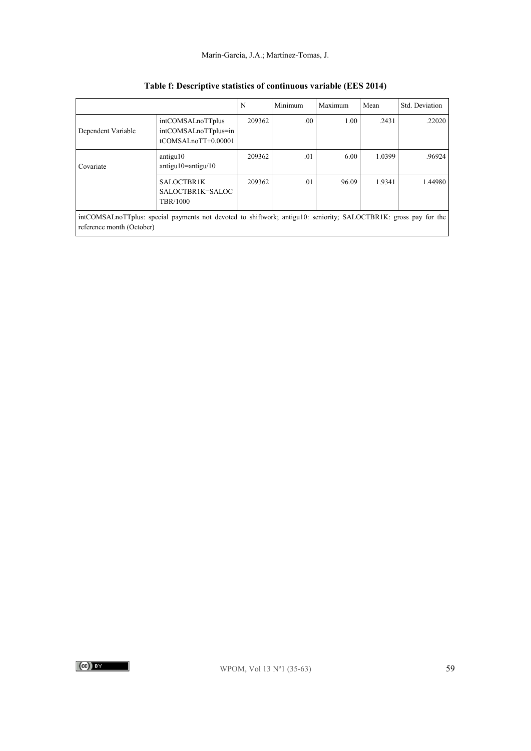**Table f: Descriptive statistics of continuous variable (EES 2014)**

| | | N | Minimum | Maximum | Mean | Std. Deviation |
|---|---|---|---|---|---|---|
| Dependent Variable | intCOMSALnoTTplus intCOMSALnoTTplus=intCOMSALnoTT+0.00001 | 209362 | .00 | 1.00 | .2431 | .22020 |
| Covariate | antigu10 antigu10=antigu/10 | 209362 | .01 | 6.00 | 1.0399 | .96924 |
| | SALOCTBR1K SALOCTBR1K=SALOCTBR/1000 | 209362 | .01 | 96.09 | 1.9341 | 1.44980 |

intCOMSALnoTTplus: special payments not devoted to shiftwork; antigu10: seniority; SALOCTBR1K: gross pay for the reference month (October)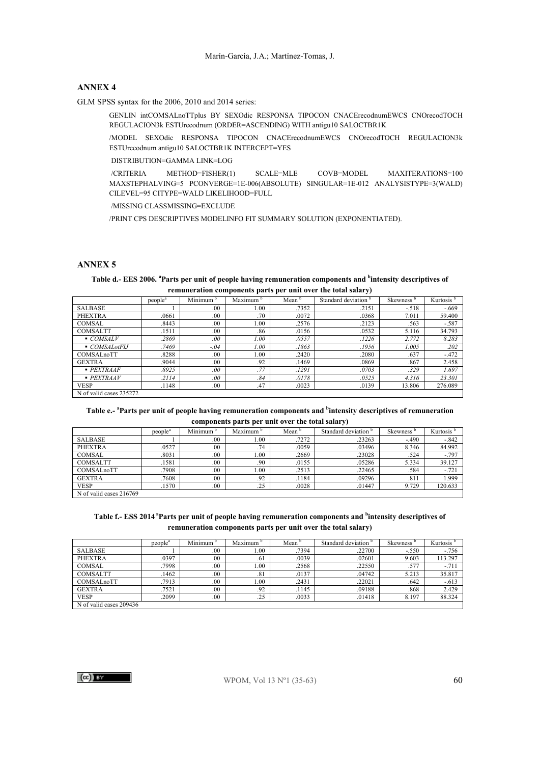## ANNEX 4

GLM SPSS syntax for the 2006, 2010 and 2014 series:

```
GENLIN intCOMSALnoTTplus BY SEXOdic RESPONSA TIPOCON CNACErecodnumEWCS CNOrecodTOCH REGULACION3k ESTUrecodnum (ORDER=ASCENDING) WITH antigu10 SALOCTBR1K

/MODEL SEXOdic RESPONSA TIPOCON CNACErecodnumEWCS CNOrecodTOCH REGULACION3k ESTUrecodnum antigu10 SALOCTBR1K INTERCEPT=YES

 DISTRIBUTION=GAMMA LINK=LOG

 /CRITERIA METHOD=FISHER(1) SCALE=MLE COVB=MODEL MAXITERATIONS=100 MAXSTEPHALVING=5 PCONVERGE=1E-006(ABSOLUTE) SINGULAR=1E-012 ANALYSISTYPE=3(WALD) CILEVEL=95 CITYPE=WALD LIKELIHOOD=FULL

 /MISSING CLASSMISSING=EXCLUDE

/PRINT CPS DESCRIPTIVES MODELINFO FIT SUMMARY SOLUTION (EXPONENTIATED).
```

## ANNEX 5

**Table d.- EES 2006. [a]Parts per unit of people having remuneration components and [b]intensity descriptives of remuneration components parts per unit over the total salary)**

| | people[a] | Minimum [b] | Maximum [b] | Mean [b] | Standard deviation [b] | Skewness [b] | Kurtosis [b] |
|---|---|---|---|---|---|---|---|
| SALBASE | 1 | .00 | 1.00 | .7352 | .2151 | -.518 | -.669 |
| PHEXTRA | .0661 | .00 | .70 | .0072 | .0368 | 7.011 | 59.400 |
| COMSAL | .8443 | .00 | 1.00 | .2576 | .2123 | .563 | -.587 |
| COMSALTT | .1511 | .00 | .86 | .0156 | .0532 | 5.116 | 34.793 |
| ▪ *COMSALV* | *.2869* | *.00* | *1.00* | *.0557* | *.1226* | *2.772* | *8.283* |
| ▪ *COMSALotFIJ* | *.7469* | *-.04* | *1.00* | *.1863* | *.1956* | *1.005* | *.202* |
| COMSALnoTT | .8288 | .00 | 1.00 | .2420 | .2080 | .637 | -.472 |
| GEXTRA | .9044 | .00 | .92 | .1469 | .0869 | .867 | 2.458 |
| ▪ *PEXTRAAF* | *.8925* | *.00* | *.77* | *.1291* | *.0703* | *.329* | *1.697* |
| ▪ *PEXTRAAV* | *.2114* | *.00* | *.84* | *.0178* | *.0525* | *4.316* | *23.301* |
| VESP | .1148 | .00 | .47 | .0023 | .0139 | 13.806 | 276.089 |
| N of valid cases 235272 | | | | | | | |

**Table e.- [a]Parts per unit of people having remuneration components and [b]intensity descriptives of remuneration components parts per unit over the total salary)**

| | people[a] | Minimum [b] | Maximum [b] | Mean [b] | Standard deviation [b] | Skewness [b] | Kurtosis [b] |
|---|---|---|---|---|---|---|---|
| SALBASE | 1 | .00 | 1.00 | .7272 | .23263 | -.490 | -.842 |
| PHEXTRA | .0527 | .00 | .74 | .0059 | .03496 | 8.346 | 84.992 |
| COMSAL | .8031 | .00 | 1.00 | .2669 | .23028 | .524 | -.797 |
| COMSALTT | .1581 | .00 | .90 | .0155 | .05286 | 5.334 | 39.127 |
| COMSALnoTT | .7908 | .00 | 1.00 | .2513 | .22465 | .584 | -.721 |
| GEXTRA | .7608 | .00 | .92 | .1184 | .09296 | .811 | 1.999 |
| VESP | .1570 | .00 | .25 | .0028 | .01447 | 9.729 | 120.633 |
| N of valid cases 216769 | | | | | | | |

**Table f.- ESS 2014 [a]Parts per unit of people having remuneration components and [b]intensity descriptives of remuneration components parts per unit over the total salary)**

| | people[a] | Minimum [b] | Maximum [b] | Mean [b] | Standard deviation [b] | Skewness [b] | Kurtosis [b] |
|---|---|---|---|---|---|---|---|
| SALBASE | 1 | .00 | 1.00 | .7394 | .22700 | -.550 | -.756 |
| PHEXTRA | .0397 | .00 | .61 | .0039 | .02601 | 9.603 | 113.297 |
| COMSAL | .7998 | .00 | 1.00 | .2568 | .22550 | .577 | -.711 |
| COMSALTT | .1462 | .00 | .81 | .0137 | .04742 | 5.213 | 35.817 |
| COMSALnoTT | .7913 | .00 | 1.00 | .2431 | .22021 | .642 | -.613 |
| GEXTRA | .7521 | .00 | .92 | .1145 | .09188 | .868 | 2.429 |
| VESP | .2099 | .00 | .25 | .0033 | .01418 | 8.197 | 88.324 |
| N of valid cases 209436 | | | | | | | |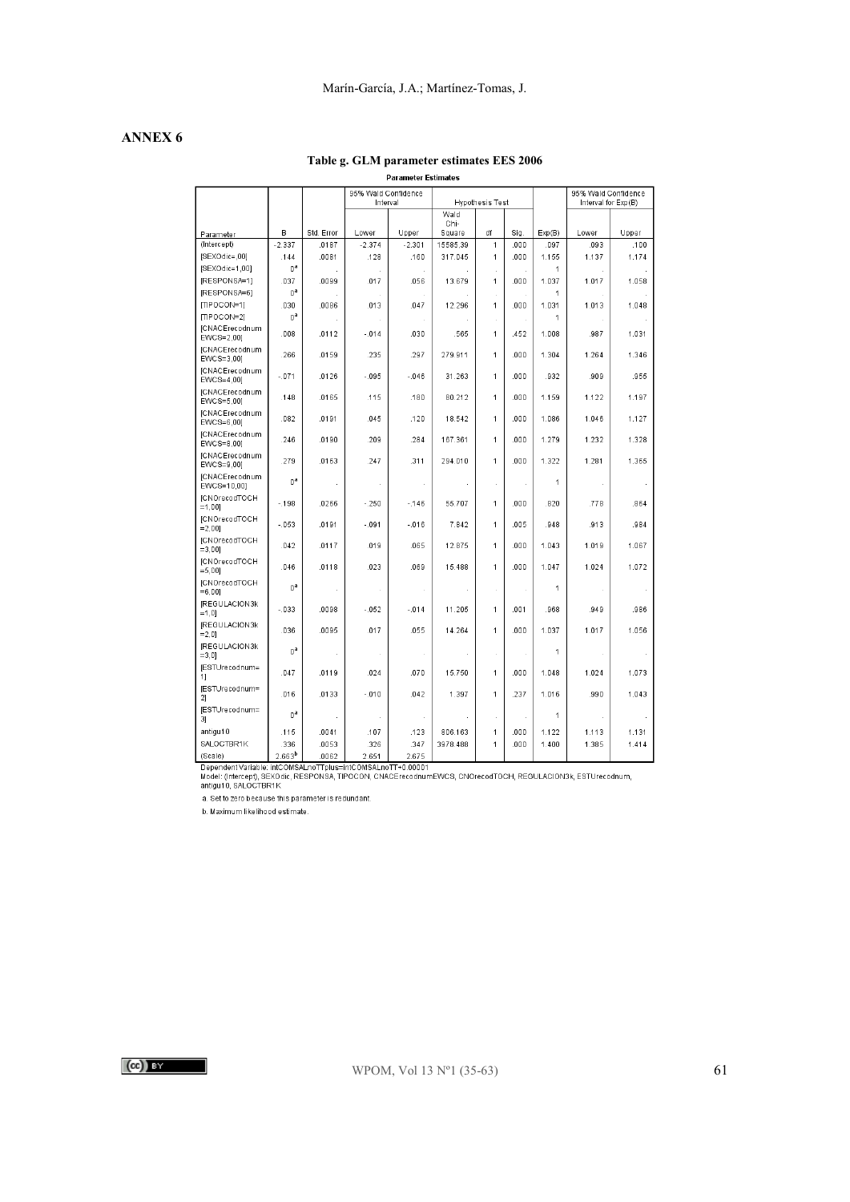## ANNEX 6

**Table g. GLM parameter estimates EES 2006**

**Parameter Estimates**

| Parameter | B | Std. Error | 95% Wald Confidence Interval | | Hypothesis Test | | | Exp(B) | 95% Wald Confidence Interval for Exp(B) | |
|---|---|---|---|---|---|---|---|---|---|---|
| | | | Lower | Upper | Wald Chi-Square | df | Sig. | | Lower | Upper |
| (Intercept) | -2.337 | .0187 | -2.374 | -2.301 | 15585.39 | 1 | .000 | .097 | .093 | .100 |
| [SEXOdic=,00] | .144 | .0081 | .128 | .160 | 317.045 | 1 | .000 | 1.155 | 1.137 | 1.174 |
| [SEXOdic=1,00] | 0[a] | . | . | . | . | . | . | 1 | . | . |
| [RESPONSA=1] | .037 | .0099 | .017 | .056 | 13.679 | 1 | .000 | 1.037 | 1.017 | 1.058 |
| [RESPONSA=6] | 0[a] | . | . | . | . | . | . | 1 | . | . |
| [TIPOCON=1] | .030 | .0086 | .013 | .047 | 12.296 | 1 | .000 | 1.031 | 1.013 | 1.048 |
| [TIPOCON=2] | 0[a] | . | . | . | . | . | . | 1 | . | . |
| [CNACErecodnum EWCS=2,00] | .008 | .0112 | -.014 | .030 | .565 | 1 | .452 | 1.008 | .987 | 1.031 |
| [CNACErecodnum EWCS=3,00] | .266 | .0159 | .235 | .297 | 279.911 | 1 | .000 | 1.304 | 1.264 | 1.346 |
| [CNACErecodnum EWCS=4,00] | -.071 | .0126 | -.095 | -.046 | 31.263 | 1 | .000 | .932 | .909 | .955 |
| [CNACErecodnum EWCS=5,00] | .148 | .0165 | .115 | .180 | 80.212 | 1 | .000 | 1.159 | 1.122 | 1.197 |
| [CNACErecodnum EWCS=6,00] | .082 | .0191 | .045 | .120 | 18.542 | 1 | .000 | 1.086 | 1.046 | 1.127 |
| [CNACErecodnum EWCS=8,00] | .246 | .0190 | .209 | .284 | 167.361 | 1 | .000 | 1.279 | 1.232 | 1.328 |
| [CNACErecodnum EWCS=9,00] | .279 | .0163 | .247 | .311 | 294.010 | 1 | .000 | 1.322 | 1.281 | 1.365 |
| [CNACErecodnum EWCS=10,00] | 0[a] | . | . | . | . | . | . | 1 | . | . |
| [CNOrecodTOCH =1,00] | -.198 | .0266 | -.250 | -.146 | 55.707 | 1 | .000 | .820 | .778 | .864 |
| [CNOrecodTOCH =2,00] | -.053 | .0191 | -.091 | -.016 | 7.842 | 1 | .005 | .948 | .913 | .984 |
| [CNOrecodTOCH =3,00] | .042 | .0117 | .019 | .065 | 12.875 | 1 | .000 | 1.043 | 1.019 | 1.067 |
| [CNOrecodTOCH =5,00] | .046 | .0118 | .023 | .069 | 15.488 | 1 | .000 | 1.047 | 1.024 | 1.072 |
| [CNOrecodTOCH =6,00] | 0[a] | . | . | . | . | . | . | 1 | . | . |
| [REGULACION3k =1,0] | -.033 | .0098 | -.052 | -.014 | 11.205 | 1 | .001 | .968 | .949 | .986 |
| [REGULACION3k =2,0] | .036 | .0095 | .017 | .055 | 14.264 | 1 | .000 | 1.037 | 1.017 | 1.056 |
| [REGULACION3k =3,0] | 0[a] | . | . | . | . | . | . | 1 | . | . |
| [ESTUrecodnum= 1] | .047 | .0119 | .024 | .070 | 15.750 | 1 | .000 | 1.048 | 1.024 | 1.073 |
| [ESTUrecodnum= 2] | .016 | .0133 | -.010 | .042 | 1.397 | 1 | .237 | 1.016 | .990 | 1.043 |
| [ESTUrecodnum= 3] | 0[a] | . | . | . | . | . | . | 1 | . | . |
| antigu10 | .115 | .0041 | .107 | .123 | 806.163 | 1 | .000 | 1.122 | 1.113 | 1.131 |
| SALOCTBR1K | .336 | .0053 | .326 | .347 | 3978.488 | 1 | .000 | 1.400 | 1.385 | 1.414 |
| (Scale) | 2.663[b] | .0062 | 2.651 | 2.675 | | | | | | |

Dependent Variable: lnCOMSALnoTTplus=lnCOMSALnoTT+0.00001

Model: (Intercept), SEXOdic, RESPONSA, TIPOCON, CNACErecodnumEWCS, CNOrecodTOCH, REGULACION3k, ESTUrecodnum, antigu10, SALOCTBR1K

a. Set to zero because this parameter is redundant.

b. Maximum likelihood estimate.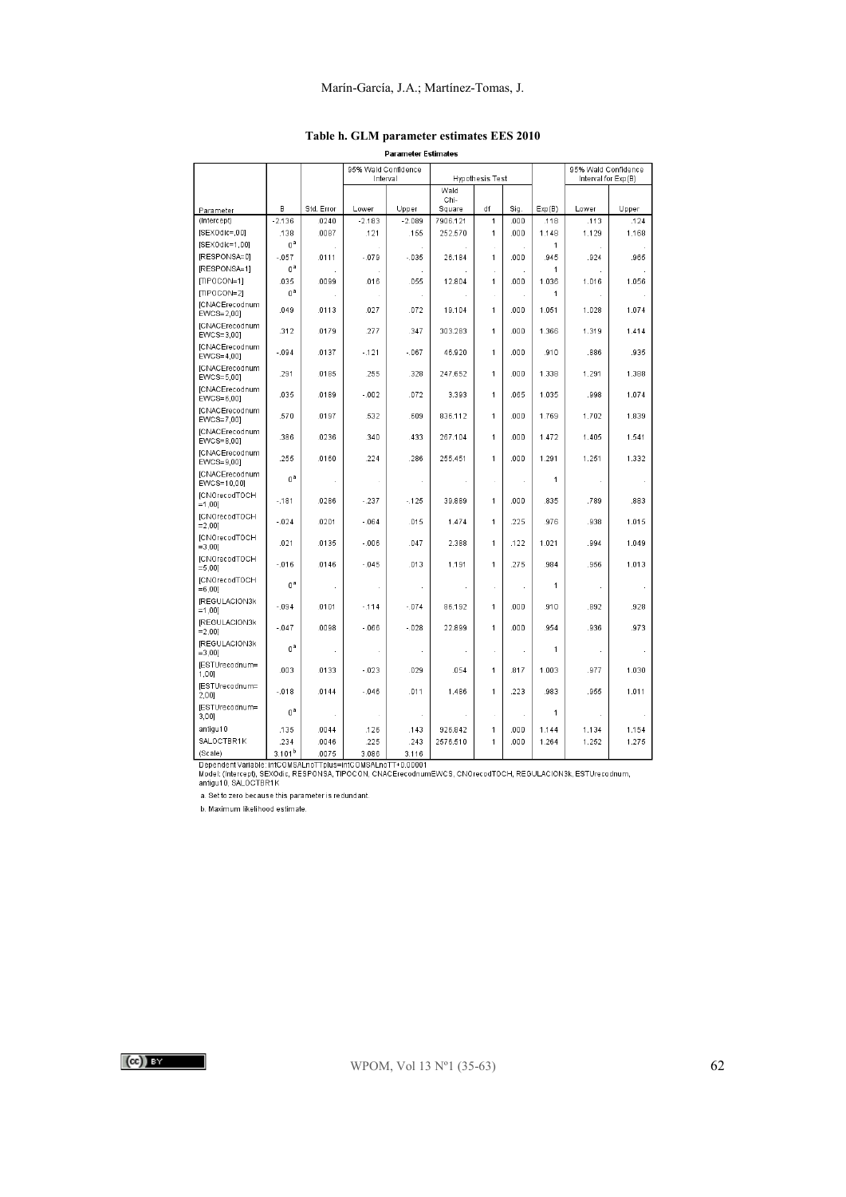**Table h. GLM parameter estimates EES 2010**

Parameter Estimates

| Parameter | B | Std. Error | 95% Wald Confidence Interval | | Hypothesis Test | | | Exp(B) | 95% Wald Confidence Interval for Exp(B) | |
|---|---|---|---|---|---|---|---|---|---|---|
| | | | Lower | Upper | Wald Chi-Square | df | Sig. | | Lower | Upper |
| (Intercept) | -2.136 | .0240 | -2.183 | -2.089 | 7906.121 | 1 | .000 | .118 | .113 | .124 |
| [SEXOdic=,00] | .138 | .0087 | .121 | .155 | 252.570 | 1 | .000 | 1.148 | 1.129 | 1.168 |
| [SEXOdic=1,00] | 0[a] | . | . | . | . | . | . | 1 | . | . |
| [RESPONSA=0] | -.057 | .0111 | -.079 | -.035 | 26.184 | 1 | .000 | .945 | .924 | .965 |
| [RESPONSA=1] | 0[a] | . | . | . | . | . | . | 1 | . | . |
| [TIPOCON=1] | .035 | .0099 | .016 | .055 | 12.804 | 1 | .000 | 1.036 | 1.016 | 1.056 |
| [TIPOCON=2] | 0[a] | . | . | . | . | . | . | 1 | . | . |
| [CNACErecodnumEWCS=2,00] | .049 | .0113 | .027 | .072 | 19.104 | 1 | .000 | 1.051 | 1.028 | 1.074 |
| [CNACErecodnumEWCS=3,00] | .312 | .0179 | .277 | .347 | 303.283 | 1 | .000 | 1.366 | 1.319 | 1.414 |
| [CNACErecodnumEWCS=4,00] | -.094 | .0137 | -.121 | -.067 | 46.920 | 1 | .000 | .910 | .886 | .935 |
| [CNACErecodnumEWCS=5,00] | .291 | .0185 | .255 | .328 | 247.652 | 1 | .000 | 1.338 | 1.291 | 1.388 |
| [CNACErecodnumEWCS=6,00] | .035 | .0189 | -.002 | .072 | 3.393 | 1 | .065 | 1.035 | .998 | 1.074 |
| [CNACErecodnumEWCS=7,00] | .570 | .0197 | .532 | .609 | 836.112 | 1 | .000 | 1.769 | 1.702 | 1.839 |
| [CNACErecodnumEWCS=8,00] | .386 | .0236 | .340 | .433 | 267.104 | 1 | .000 | 1.472 | 1.405 | 1.541 |
| [CNACErecodnumEWCS=9,00] | .255 | .0160 | .224 | .286 | 255.451 | 1 | .000 | 1.291 | 1.251 | 1.332 |
| [CNACErecodnumEWCS=10,00] | 0[a] | . | . | . | . | . | . | 1 | . | . |
| [CNOrecodTOCH=1,00] | -.181 | .0286 | -.237 | -.125 | 39.889 | 1 | .000 | .835 | .789 | .883 |
| [CNOrecodTOCH=2,00] | -.024 | .0201 | -.064 | .015 | 1.474 | 1 | .225 | .976 | .938 | 1.015 |
| [CNOrecodTOCH=3,00] | .021 | .0135 | -.006 | .047 | 2.388 | 1 | .122 | 1.021 | .994 | 1.049 |
| [CNOrecodTOCH=5,00] | -.016 | .0146 | -.045 | .013 | 1.191 | 1 | .275 | .984 | .956 | 1.013 |
| [CNOrecodTOCH=6,00] | 0[a] | . | . | . | . | . | . | 1 | . | . |
| [REGULACION3k=1,00] | -.094 | .0101 | -.114 | -.074 | 86.192 | 1 | .000 | .910 | .892 | .928 |
| [REGULACION3k=2,00] | -.047 | .0098 | -.066 | -.028 | 22.899 | 1 | .000 | .954 | .936 | .973 |
| [REGULACION3k=3,00] | 0[a] | . | . | . | . | . | . | 1 | . | . |
| [ESTUrecodnum=1,00] | .003 | .0133 | -.023 | .029 | .054 | 1 | .817 | 1.003 | .977 | 1.030 |
| [ESTUrecodnum=2,00] | -.018 | .0144 | -.046 | .011 | 1.486 | 1 | .223 | .983 | .955 | 1.011 |
| [ESTUrecodnum=3,00] | 0[a] | . | . | . | . | . | . | 1 | . | . |
| antigu10 | .135 | .0044 | .126 | .143 | 926.842 | 1 | .000 | 1.144 | 1.134 | 1.154 |
| SALOCTBR1K | .234 | .0046 | .225 | .243 | 2576.510 | 1 | .000 | 1.264 | 1.252 | 1.275 |
| (Scale) | 3.101[b] | .0075 | 3.086 | 3.116 | | | | | | |

Dependent Variable: lnCOMSALnoTTplus=lnCOMSALnoTT+0.00001
Model: (Intercept), SEXOdic, RESPONSA, TIPOCON, CNACErecodnumEWCS, CNOrecodTOCH, REGULACION3k, ESTUrecodnum, antigu10, SALOCTBR1K

a. Set to zero because this parameter is redundant.

b. Maximum likelihood estimate.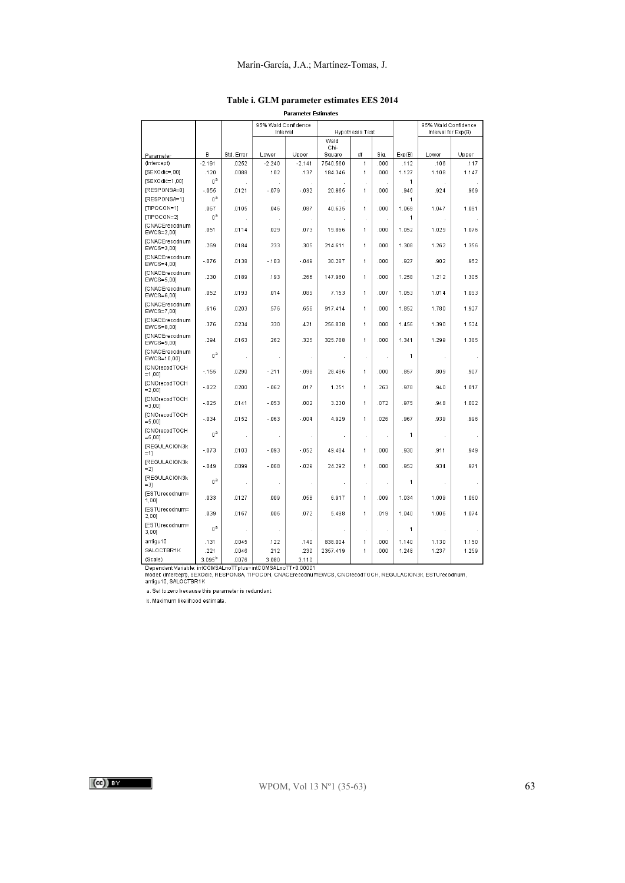**Table i. GLM parameter estimates EES 2014**

**Parameter Estimates**

| Parameter | B | Std. Error | 95% Wald Confidence Interval | | Hypothesis Test | | | Exp(B) | 95% Wald Confidence Interval for Exp(B) | |
|---|---|---|---|---|---|---|---|---|---|---|
| | | | Lower | Upper | Wald Chi-Square | df | Sig. | | Lower | Upper |
| (Intercept) | -2.191 | .0252 | -2.240 | -2.141 | 7540.560 | 1 | .000 | .112 | .106 | .117 |
| [SEXOdic=,00] | .120 | .0088 | .102 | .137 | 184.346 | 1 | .000 | 1.127 | 1.108 | 1.147 |
| [SEXOdic=1,00] | 0[a] | . | . | . | . | . | . | 1 | . | . |
| [RESPONSA=0] | -.056 | .0121 | -.079 | -.032 | 20.865 | 1 | .000 | .946 | .924 | .969 |
| [RESPONSA=1] | 0[a] | . | . | . | . | . | . | 1 | . | . |
| [TIPOCON=1] | .067 | .0105 | .046 | .087 | 40.635 | 1 | .000 | 1.069 | 1.047 | 1.091 |
| [TIPOCON=2] | 0[a] | . | . | . | . | . | . | 1 | . | . |
| [CNACErecodnumEWCS=2,00] | .051 | .0114 | .029 | .073 | 19.866 | 1 | .000 | 1.052 | 1.029 | 1.076 |
| [CNACErecodnumEWCS=3,00] | .269 | .0184 | .233 | .305 | 214.611 | 1 | .000 | 1.308 | 1.262 | 1.356 |
| [CNACErecodnumEWCS=4,00] | -.076 | .0138 | -.103 | -.049 | 30.287 | 1 | .000 | .927 | .902 | .952 |
| [CNACErecodnumEWCS=5,00] | .230 | .0189 | .193 | .266 | 147.960 | 1 | .000 | 1.258 | 1.212 | 1.305 |
| [CNACErecodnumEWCS=6,00] | .052 | .0193 | .014 | .089 | 7.153 | 1 | .007 | 1.053 | 1.014 | 1.093 |
| [CNACErecodnumEWCS=7,00] | .616 | .0203 | .576 | .656 | 917.414 | 1 | .000 | 1.852 | 1.780 | 1.927 |
| [CNACErecodnumEWCS=8,00] | .376 | .0234 | .330 | .421 | 256.838 | 1 | .000 | 1.456 | 1.390 | 1.524 |
| [CNACErecodnumEWCS=9,00] | .294 | .0163 | .262 | .325 | 325.788 | 1 | .000 | 1.341 | 1.299 | 1.385 |
| [CNACErecodnumEWCS=10,00] | 0[a] | . | . | . | . | . | . | 1 | . | . |
| [CNOrecodTOCH=1,00] | -.155 | .0290 | -.211 | -.098 | 28.486 | 1 | .000 | .857 | .809 | .907 |
| [CNOrecodTOCH=2,00] | -.022 | .0200 | -.062 | .017 | 1.251 | 1 | .263 | .978 | .940 | 1.017 |
| [CNOrecodTOCH=3,00] | -.025 | .0141 | -.053 | .002 | 3.230 | 1 | .072 | .975 | .948 | 1.002 |
| [CNOrecodTOCH=5,00] | -.034 | .0152 | -.063 | -.004 | 4.929 | 1 | .026 | .967 | .939 | .996 |
| [CNOrecodTOCH=6,00] | 0[a] | . | . | . | . | . | . | 1 | . | . |
| [REGULACION3k=1] | -.073 | .0103 | -.093 | -.052 | 49.484 | 1 | .000 | .930 | .911 | .949 |
| [REGULACION3k=2] | -.049 | .0099 | -.068 | -.029 | 24.292 | 1 | .000 | .952 | .934 | .971 |
| [REGULACION3k=3] | 0[a] | . | . | . | . | . | . | 1 | . | . |
| [ESTUrecodnum=1,00] | .033 | .0127 | .009 | .058 | 6.917 | 1 | .009 | 1.034 | 1.009 | 1.060 |
| [ESTUrecodnum=2,00] | .039 | .0167 | .006 | .072 | 5.498 | 1 | .019 | 1.040 | 1.006 | 1.074 |
| [ESTUrecodnum=3,00] | 0[a] | . | . | . | . | . | . | 1 | . | . |
| antigu10 | .131 | .0045 | .122 | .140 | 838.004 | 1 | .000 | 1.140 | 1.130 | 1.150 |
| SALOCTBR1K | .221 | .0046 | .212 | .230 | 2357.419 | 1 | .000 | 1.248 | 1.237 | 1.259 |
| (Scale) | 3.095[b] | .0076 | 3.080 | 3.110 | | | | | | |

Dependent Variable: intCOMSALnoTTplus=intCOMSALnoTT+0.00001
Model: (Intercept), SEXOdic, RESPONSA, TIPOCON, CNACErecodnumEWCS, CNOrecodTOCH, REGULACION3k, ESTUrecodnum, antigu10, SALOCTBR1K

a. Set to zero because this parameter is redundant.

b. Maximum likelihood estimate.